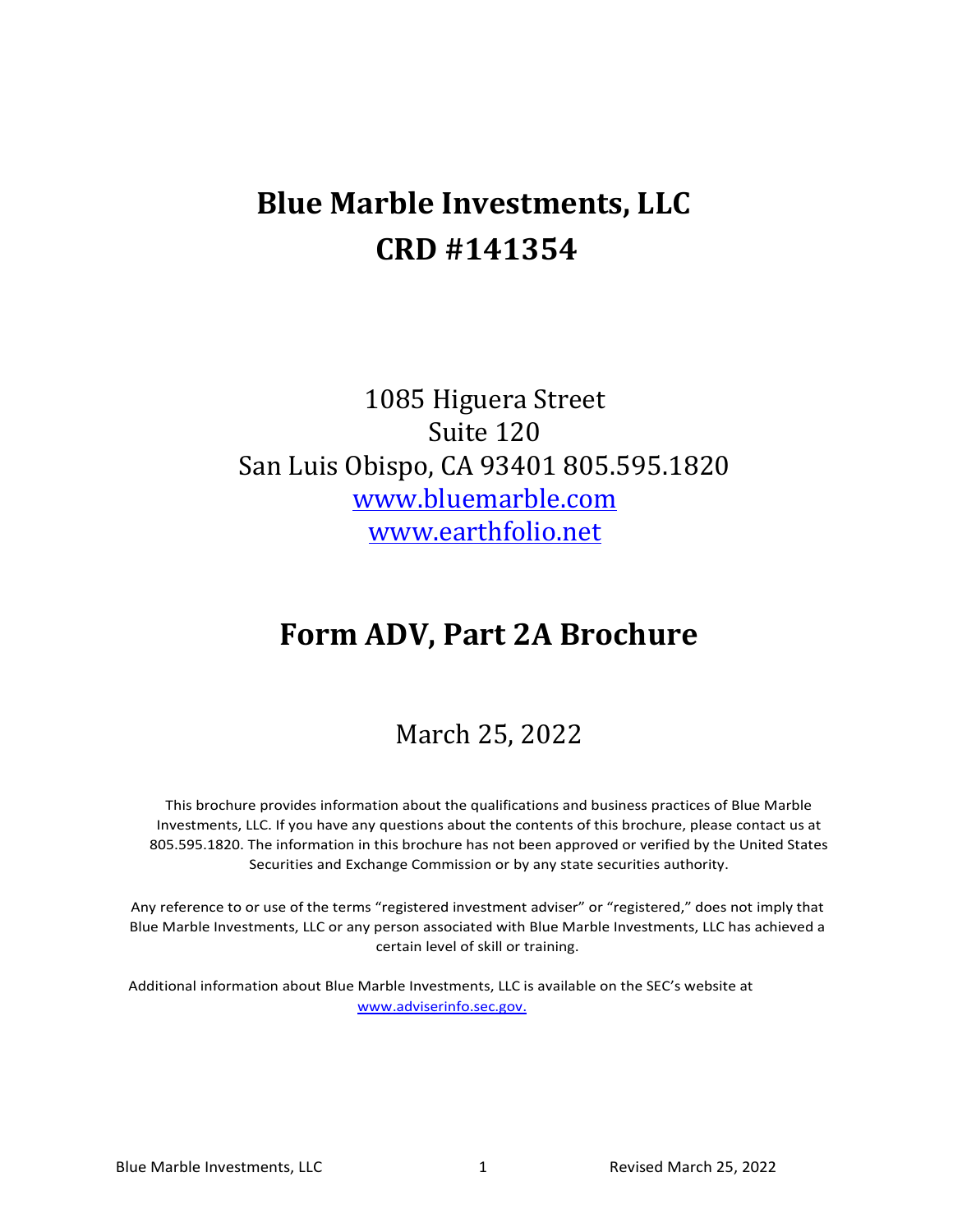# Blue Marble Investments, LLC
# CRD #141354

1085 Higuera Street
Suite 120
San Luis Obispo, CA 93401 805.595.1820
www.bluemarble.com
www.earthfolio.net

## Form ADV, Part 2A Brochure

March 25, 2022

This brochure provides information about the qualifications and business practices of Blue Marble Investments, LLC. If you have any questions about the contents of this brochure, please contact us at 805.595.1820. The information in this brochure has not been approved or verified by the United States Securities and Exchange Commission or by any state securities authority.

Any reference to or use of the terms "registered investment adviser" or "registered," does not imply that Blue Marble Investments, LLC or any person associated with Blue Marble Investments, LLC has achieved a certain level of skill or training.

Additional information about Blue Marble Investments, LLC is available on the SEC's website at www.adviserinfo.sec.gov.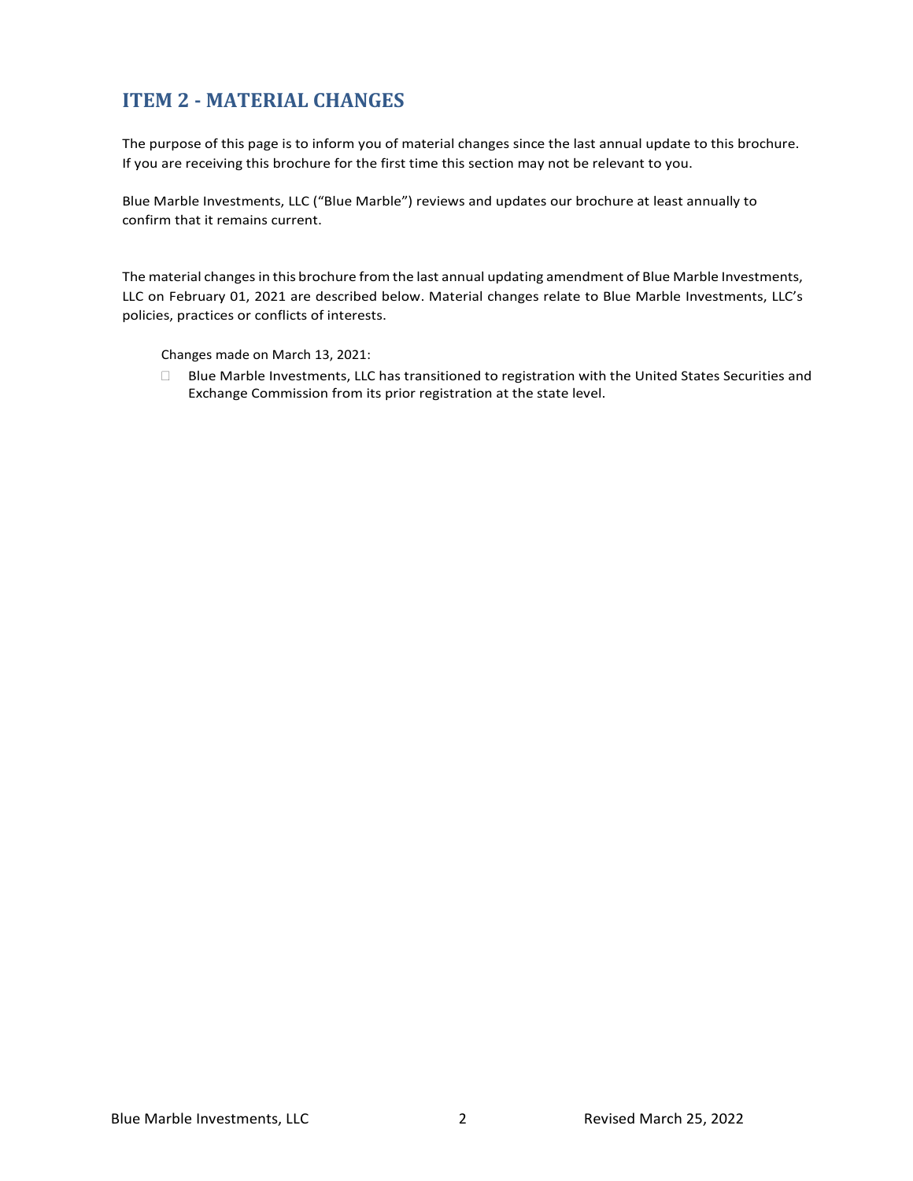## ITEM 2 - MATERIAL CHANGES

The purpose of this page is to inform you of material changes since the last annual update to this brochure. If you are receiving this brochure for the first time this section may not be relevant to you.

Blue Marble Investments, LLC ("Blue Marble") reviews and updates our brochure at least annually to confirm that it remains current.

The material changes in this brochure from the last annual updating amendment of Blue Marble Investments, LLC on February 01, 2021 are described below. Material changes relate to Blue Marble Investments, LLC's policies, practices or conflicts of interests.

Changes made on March 13, 2021:

- Blue Marble Investments, LLC has transitioned to registration with the United States Securities and Exchange Commission from its prior registration at the state level.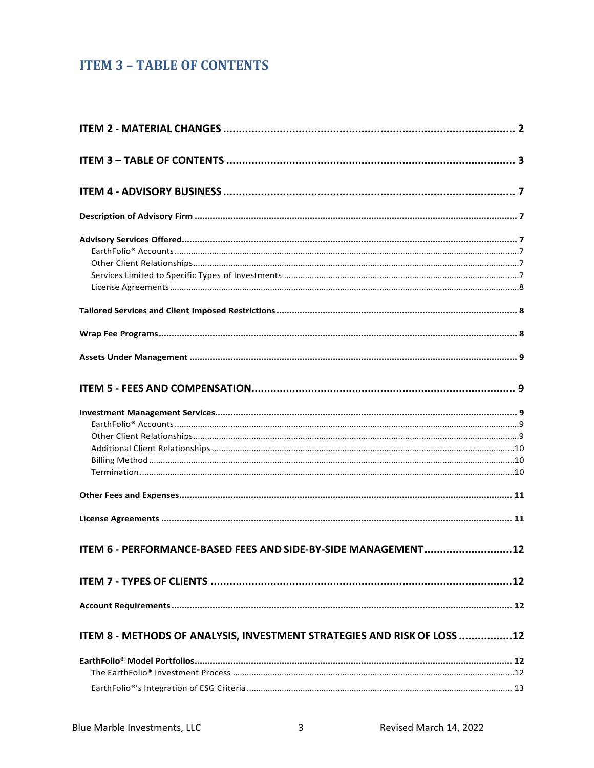# ITEM 3 – TABLE OF CONTENTS

**ITEM 2 - MATERIAL CHANGES** ............ 2

**ITEM 3 – TABLE OF CONTENTS** ............ 3

**ITEM 4 - ADVISORY BUSINESS** ............ 7

**Description of Advisory Firm** ............ 7

**Advisory Services Offered** ............ 7

- EarthFolio® Accounts ............ 7
- Other Client Relationships ............ 7
- Services Limited to Specific Types of Investments ............ 7
- License Agreements ............ 8

**Tailored Services and Client Imposed Restrictions** ............ 8

**Wrap Fee Programs** ............ 8

**Assets Under Management** ............ 9

**ITEM 5 - FEES AND COMPENSATION** ............ 9

**Investment Management Services** ............ 9

- EarthFolio® Accounts ............ 9
- Other Client Relationships ............ 9
- Additional Client Relationships ............ 10
- Billing Method ............ 10
- Termination ............ 10

**Other Fees and Expenses** ............ 11

**License Agreements** ............ 11

**ITEM 6 - PERFORMANCE-BASED FEES AND SIDE-BY-SIDE MANAGEMENT** ............ 12

**ITEM 7 - TYPES OF CLIENTS** ............ 12

**Account Requirements** ............ 12

**ITEM 8 - METHODS OF ANALYSIS, INVESTMENT STRATEGIES AND RISK OF LOSS** ............ 12

**EarthFolio® Model Portfolios** ............ 12

- The EarthFolio® Investment Process ............ 12
- EarthFolio®'s Integration of ESG Criteria ............ 13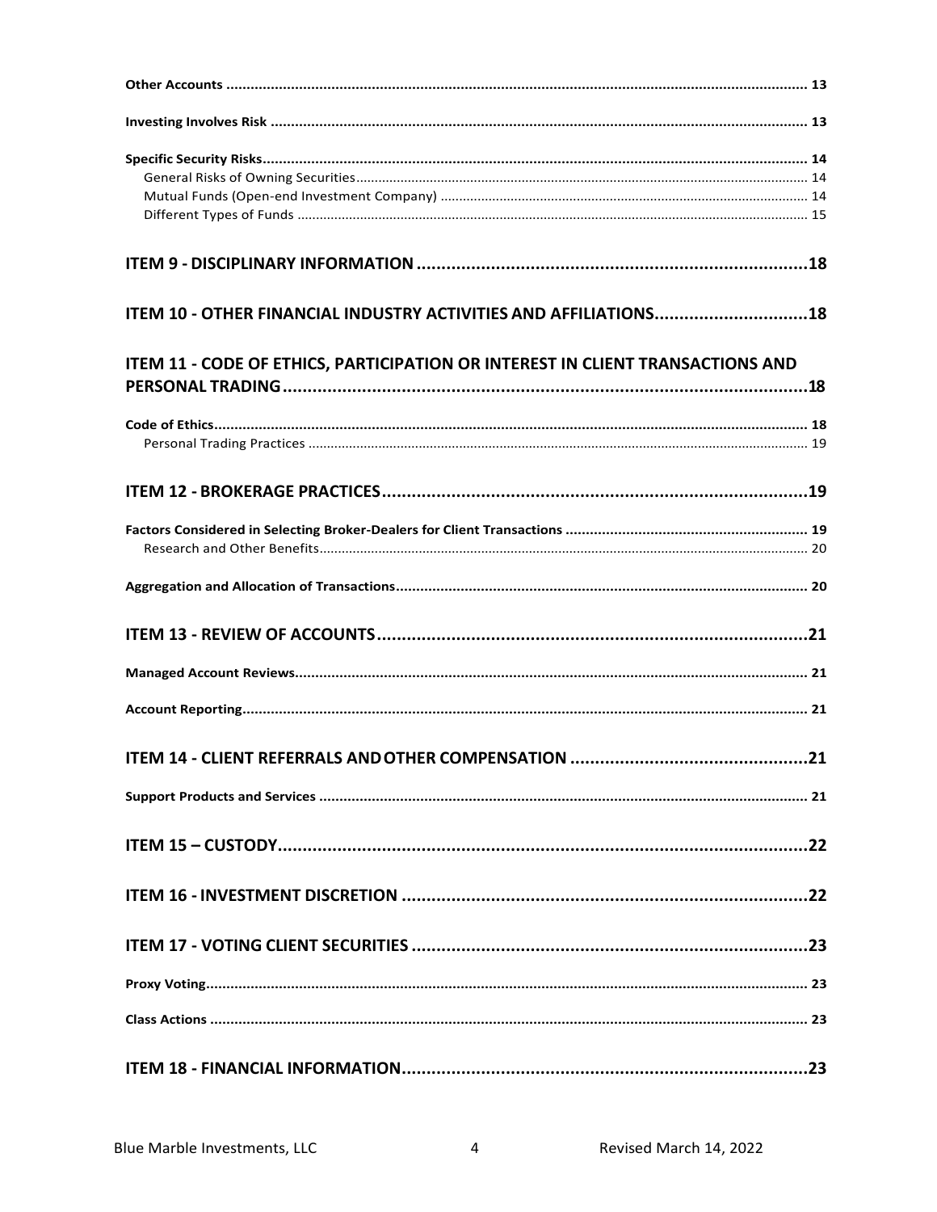**Other Accounts** ....................................................................................................................................... 13

**Investing Involves Risk** .............................................................................................................................. 13

**Specific Security Risks**................................................................................................................................ 14

General Risks of Owning Securities.......................................................................................................... 14

Mutual Funds (Open-end Investment Company) .................................................................................... 14

Different Types of Funds ......................................................................................................................... 15

**ITEM 9 - DISCIPLINARY INFORMATION** ..............................................................................18

**ITEM 10 - OTHER FINANCIAL INDUSTRY ACTIVITIES AND AFFILIATIONS**..............................18

**ITEM 11 - CODE OF ETHICS, PARTICIPATION OR INTEREST IN CLIENT TRANSACTIONS AND PERSONAL TRADING**..........................................................................................................18

**Code of Ethics**............................................................................................................................................ 18

Personal Trading Practices ...................................................................................................................... 19

**ITEM 12 - BROKERAGE PRACTICES**.....................................................................................19

**Factors Considered in Selecting Broker-Dealers for Client Transactions** ............................................... 19

Research and Other Benefits.................................................................................................................... 20

**Aggregation and Allocation of Transactions**.......................................................................................... 20

**ITEM 13 - REVIEW OF ACCOUNTS**......................................................................................21

**Managed Account Reviews**...................................................................................................................... 21

**Account Reporting**................................................................................................................................... 21

**ITEM 14 - CLIENT REFERRALS AND OTHER COMPENSATION** ...............................................21

**Support Products and Services** ............................................................................................................... 21

**ITEM 15 – CUSTODY**..........................................................................................................22

**ITEM 16 - INVESTMENT DISCRETION** .................................................................................22

**ITEM 17 - VOTING CLIENT SECURITIES** ...............................................................................23

**Proxy Voting**............................................................................................................................................ 23

**Class Actions** ........................................................................................................................................... 23

**ITEM 18 - FINANCIAL INFORMATION**.................................................................................23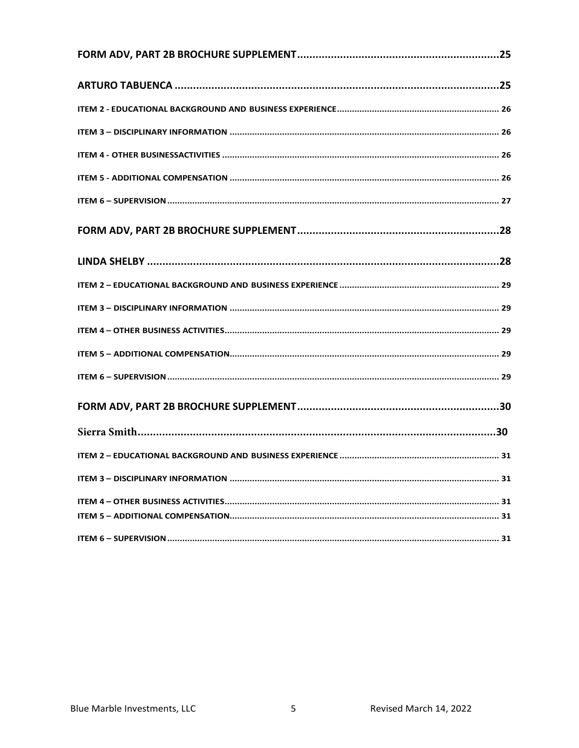FORM ADV, PART 2B BROCHURE SUPPLEMENT .......... 25

ARTURO TABUENCA .......... 25

ITEM 2 - EDUCATIONAL BACKGROUND AND BUSINESS EXPERIENCE .......... 26

ITEM 3 – DISCIPLINARY INFORMATION .......... 26

ITEM 4 - OTHER BUSINESSACTIVITIES .......... 26

ITEM 5 - ADDITIONAL COMPENSATION .......... 26

ITEM 6 – SUPERVISION .......... 27

FORM ADV, PART 2B BROCHURE SUPPLEMENT .......... 28

LINDA SHELBY .......... 28

ITEM 2 – EDUCATIONAL BACKGROUND AND BUSINESS EXPERIENCE .......... 29

ITEM 3 – DISCIPLINARY INFORMATION .......... 29

ITEM 4 – OTHER BUSINESS ACTIVITIES .......... 29

ITEM 5 – ADDITIONAL COMPENSATION .......... 29

ITEM 6 – SUPERVISION .......... 29

FORM ADV, PART 2B BROCHURE SUPPLEMENT .......... 30

Sierra Smith .......... 30

ITEM 2 – EDUCATIONAL BACKGROUND AND BUSINESS EXPERIENCE .......... 31

ITEM 3 – DISCIPLINARY INFORMATION .......... 31

ITEM 4 – OTHER BUSINESS ACTIVITIES .......... 31

ITEM 5 – ADDITIONAL COMPENSATION .......... 31

ITEM 6 – SUPERVISION .......... 31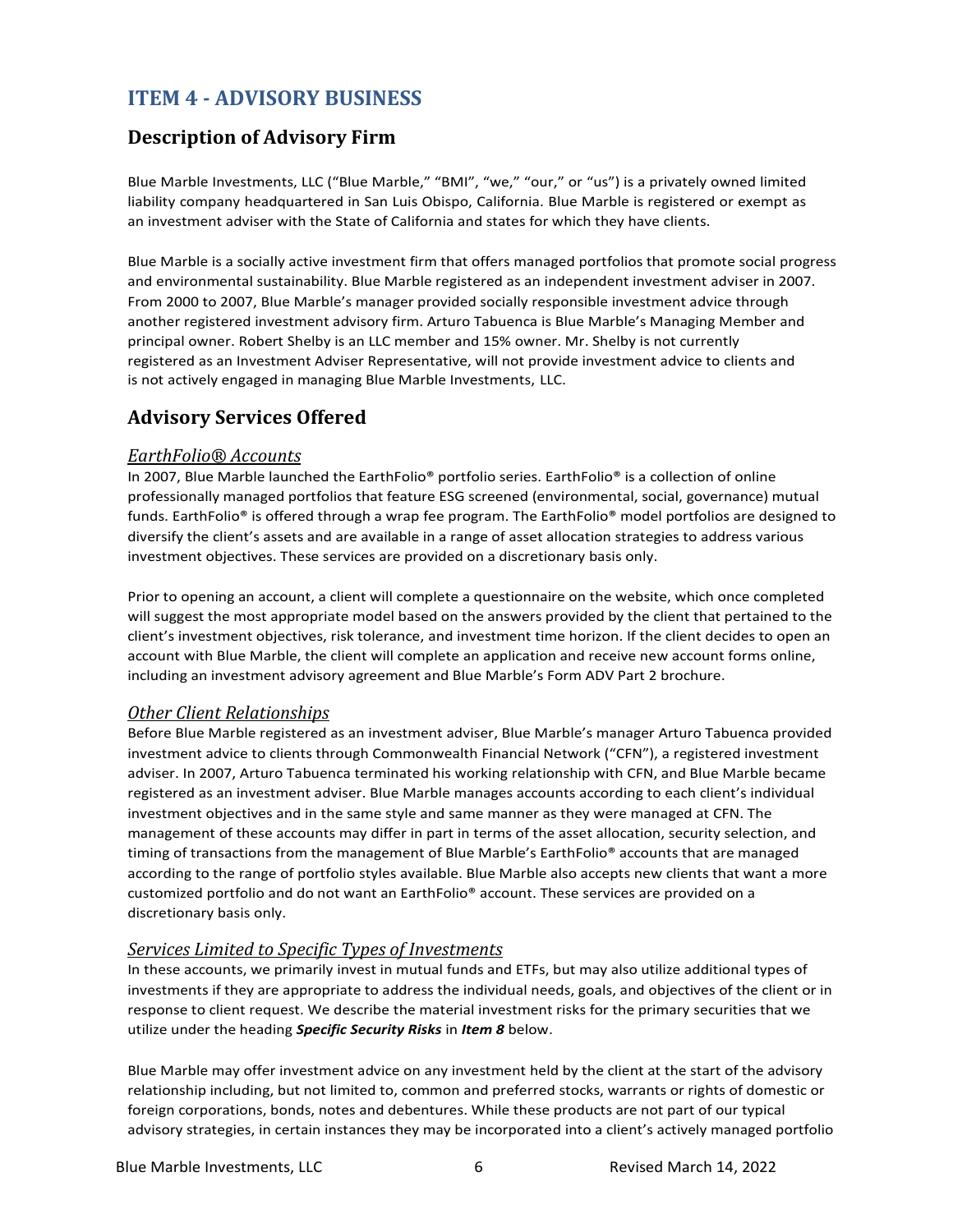# ITEM 4 - ADVISORY BUSINESS

## Description of Advisory Firm

Blue Marble Investments, LLC ("Blue Marble," "BMI", "we," "our," or "us") is a privately owned limited liability company headquartered in San Luis Obispo, California. Blue Marble is registered or exempt as an investment adviser with the State of California and states for which they have clients.

Blue Marble is a socially active investment firm that offers managed portfolios that promote social progress and environmental sustainability. Blue Marble registered as an independent investment adviser in 2007. From 2000 to 2007, Blue Marble's manager provided socially responsible investment advice through another registered investment advisory firm. Arturo Tabuenca is Blue Marble's Managing Member and principal owner. Robert Shelby is an LLC member and 15% owner. Mr. Shelby is not currently registered as an Investment Adviser Representative, will not provide investment advice to clients and is not actively engaged in managing Blue Marble Investments, LLC.

## Advisory Services Offered

### *EarthFolio® Accounts*

In 2007, Blue Marble launched the EarthFolio® portfolio series. EarthFolio® is a collection of online professionally managed portfolios that feature ESG screened (environmental, social, governance) mutual funds. EarthFolio® is offered through a wrap fee program. The EarthFolio® model portfolios are designed to diversify the client's assets and are available in a range of asset allocation strategies to address various investment objectives. These services are provided on a discretionary basis only.

Prior to opening an account, a client will complete a questionnaire on the website, which once completed will suggest the most appropriate model based on the answers provided by the client that pertained to the client's investment objectives, risk tolerance, and investment time horizon. If the client decides to open an account with Blue Marble, the client will complete an application and receive new account forms online, including an investment advisory agreement and Blue Marble's Form ADV Part 2 brochure.

### *Other Client Relationships*

Before Blue Marble registered as an investment adviser, Blue Marble's manager Arturo Tabuenca provided investment advice to clients through Commonwealth Financial Network ("CFN"), a registered investment adviser. In 2007, Arturo Tabuenca terminated his working relationship with CFN, and Blue Marble became registered as an investment adviser. Blue Marble manages accounts according to each client's individual investment objectives and in the same style and same manner as they were managed at CFN. The management of these accounts may differ in part in terms of the asset allocation, security selection, and timing of transactions from the management of Blue Marble's EarthFolio® accounts that are managed according to the range of portfolio styles available. Blue Marble also accepts new clients that want a more customized portfolio and do not want an EarthFolio® account. These services are provided on a discretionary basis only.

### *Services Limited to Specific Types of Investments*

In these accounts, we primarily invest in mutual funds and ETFs, but may also utilize additional types of investments if they are appropriate to address the individual needs, goals, and objectives of the client or in response to client request. We describe the material investment risks for the primary securities that we utilize under the heading ***Specific Security Risks*** in ***Item 8*** below.

Blue Marble may offer investment advice on any investment held by the client at the start of the advisory relationship including, but not limited to, common and preferred stocks, warrants or rights of domestic or foreign corporations, bonds, notes and debentures. While these products are not part of our typical advisory strategies, in certain instances they may be incorporated into a client's actively managed portfolio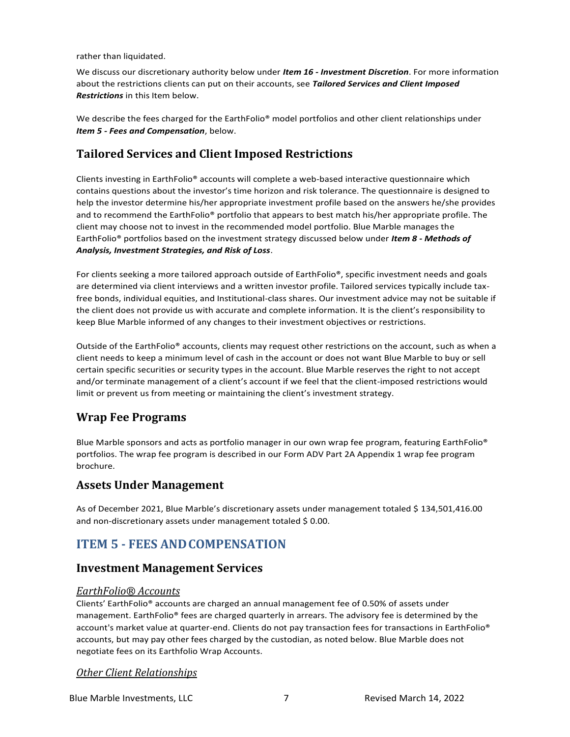rather than liquidated.

We discuss our discretionary authority below under ***Item 16 - Investment Discretion***. For more information about the restrictions clients can put on their accounts, see ***Tailored Services and Client Imposed Restrictions*** in this Item below.

We describe the fees charged for the EarthFolio® model portfolios and other client relationships under ***Item 5 - Fees and Compensation***, below.

## Tailored Services and Client Imposed Restrictions

Clients investing in EarthFolio® accounts will complete a web-based interactive questionnaire which contains questions about the investor's time horizon and risk tolerance. The questionnaire is designed to help the investor determine his/her appropriate investment profile based on the answers he/she provides and to recommend the EarthFolio® portfolio that appears to best match his/her appropriate profile. The client may choose not to invest in the recommended model portfolio. Blue Marble manages the EarthFolio® portfolios based on the investment strategy discussed below under ***Item 8 - Methods of Analysis, Investment Strategies, and Risk of Loss***.

For clients seeking a more tailored approach outside of EarthFolio®, specific investment needs and goals are determined via client interviews and a written investor profile. Tailored services typically include tax-free bonds, individual equities, and Institutional-class shares. Our investment advice may not be suitable if the client does not provide us with accurate and complete information. It is the client's responsibility to keep Blue Marble informed of any changes to their investment objectives or restrictions.

Outside of the EarthFolio® accounts, clients may request other restrictions on the account, such as when a client needs to keep a minimum level of cash in the account or does not want Blue Marble to buy or sell certain specific securities or security types in the account. Blue Marble reserves the right to not accept and/or terminate management of a client's account if we feel that the client-imposed restrictions would limit or prevent us from meeting or maintaining the client's investment strategy.

## Wrap Fee Programs

Blue Marble sponsors and acts as portfolio manager in our own wrap fee program, featuring EarthFolio® portfolios. The wrap fee program is described in our Form ADV Part 2A Appendix 1 wrap fee program brochure.

## Assets Under Management

As of December 2021, Blue Marble's discretionary assets under management totaled $ 134,501,416.00 and non-discretionary assets under management totaled $ 0.00.

# ITEM 5 - FEES AND COMPENSATION

## Investment Management Services

### *EarthFolio® Accounts*

Clients' EarthFolio® accounts are charged an annual management fee of 0.50% of assets under management. EarthFolio® fees are charged quarterly in arrears. The advisory fee is determined by the account's market value at quarter-end. Clients do not pay transaction fees for transactions in EarthFolio® accounts, but may pay other fees charged by the custodian, as noted below. Blue Marble does not negotiate fees on its Earthfolio Wrap Accounts.

### *Other Client Relationships*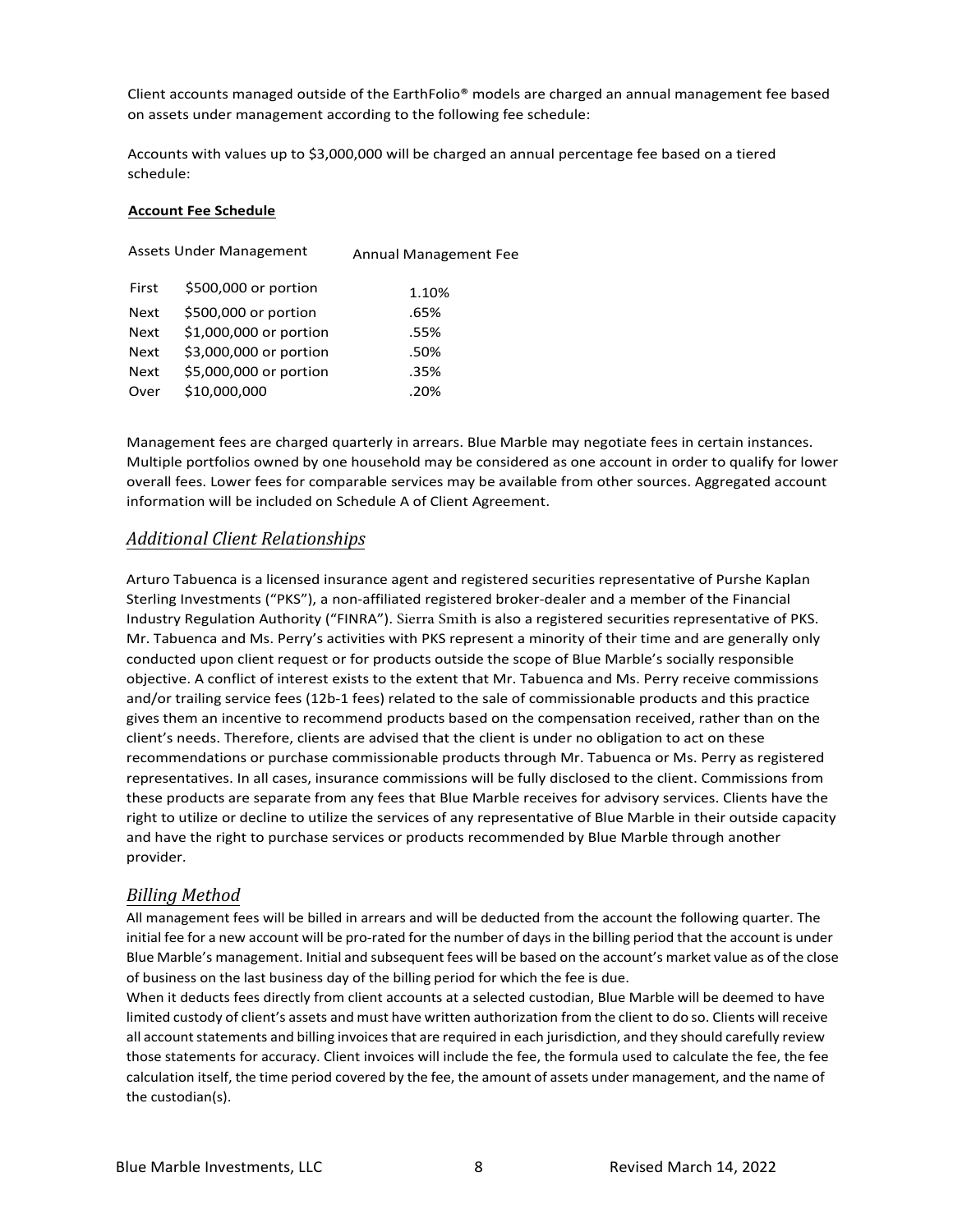Client accounts managed outside of the EarthFolio® models are charged an annual management fee based on assets under management according to the following fee schedule:

Accounts with values up to $3,000,000 will be charged an annual percentage fee based on a tiered schedule:

**Account Fee Schedule**

| Assets Under Management | | Annual Management Fee |
|---|---|---|
| First | $500,000 or portion | 1.10% |
| Next | $500,000 or portion | .65% |
| Next | $1,000,000 or portion | .55% |
| Next | $3,000,000 or portion | .50% |
| Next | $5,000,000 or portion | .35% |
| Over | $10,000,000 | .20% |

Management fees are charged quarterly in arrears. Blue Marble may negotiate fees in certain instances. Multiple portfolios owned by one household may be considered as one account in order to qualify for lower overall fees. Lower fees for comparable services may be available from other sources. Aggregated account information will be included on Schedule A of Client Agreement.

## *Additional Client Relationships*

Arturo Tabuenca is a licensed insurance agent and registered securities representative of Purshe Kaplan Sterling Investments ("PKS"), a non-affiliated registered broker-dealer and a member of the Financial Industry Regulation Authority ("FINRA"). Sierra Smith is also a registered securities representative of PKS. Mr. Tabuenca and Ms. Perry's activities with PKS represent a minority of their time and are generally only conducted upon client request or for products outside the scope of Blue Marble's socially responsible objective. A conflict of interest exists to the extent that Mr. Tabuenca and Ms. Perry receive commissions and/or trailing service fees (12b-1 fees) related to the sale of commissionable products and this practice gives them an incentive to recommend products based on the compensation received, rather than on the client's needs. Therefore, clients are advised that the client is under no obligation to act on these recommendations or purchase commissionable products through Mr. Tabuenca or Ms. Perry as registered representatives. In all cases, insurance commissions will be fully disclosed to the client. Commissions from these products are separate from any fees that Blue Marble receives for advisory services. Clients have the right to utilize or decline to utilize the services of any representative of Blue Marble in their outside capacity and have the right to purchase services or products recommended by Blue Marble through another provider.

## *Billing Method*

All management fees will be billed in arrears and will be deducted from the account the following quarter. The initial fee for a new account will be pro-rated for the number of days in the billing period that the account is under Blue Marble's management. Initial and subsequent fees will be based on the account's market value as of the close of business on the last business day of the billing period for which the fee is due.

When it deducts fees directly from client accounts at a selected custodian, Blue Marble will be deemed to have limited custody of client's assets and must have written authorization from the client to do so. Clients will receive all account statements and billing invoices that are required in each jurisdiction, and they should carefully review those statements for accuracy. Client invoices will include the fee, the formula used to calculate the fee, the fee calculation itself, the time period covered by the fee, the amount of assets under management, and the name of the custodian(s).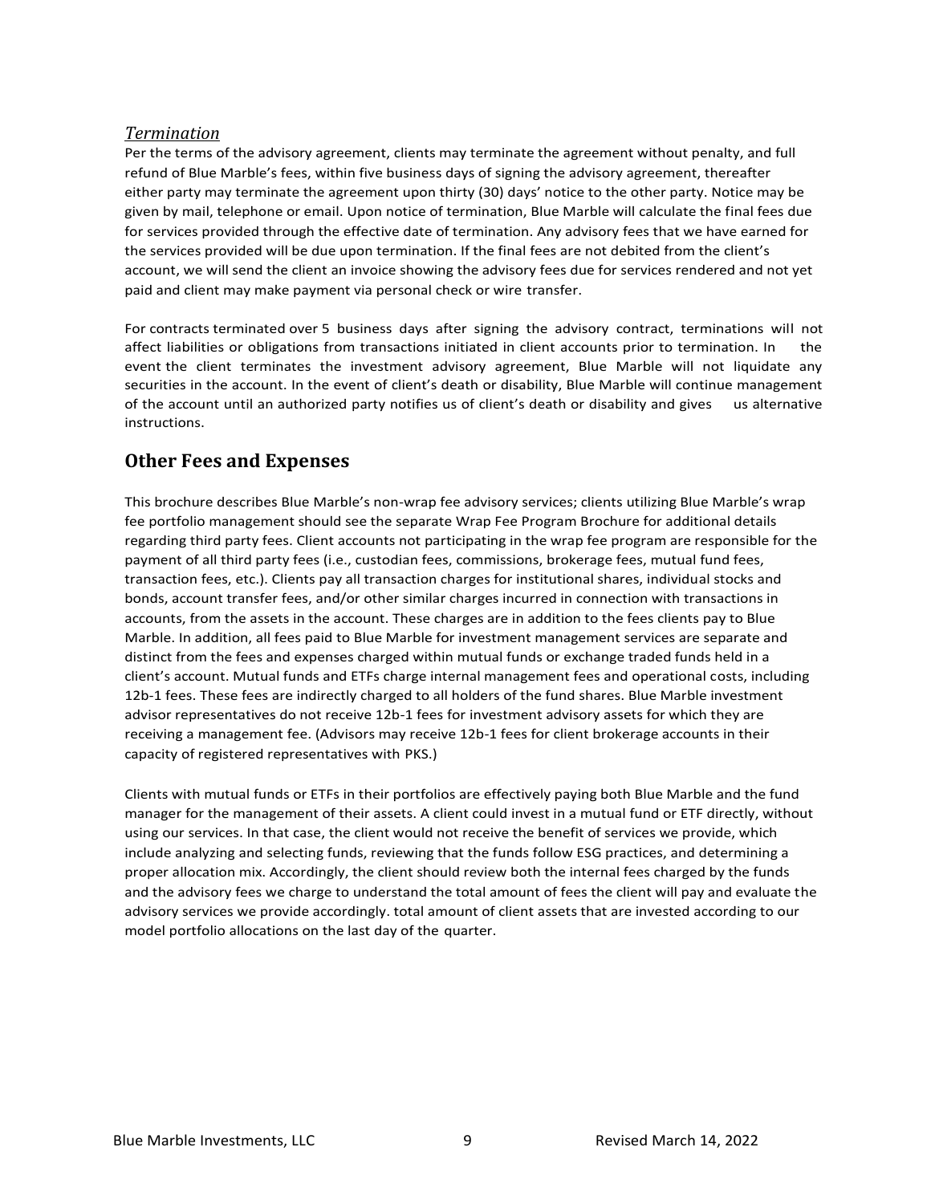*Termination*

Per the terms of the advisory agreement, clients may terminate the agreement without penalty, and full refund of Blue Marble's fees, within five business days of signing the advisory agreement, thereafter either party may terminate the agreement upon thirty (30) days' notice to the other party. Notice may be given by mail, telephone or email. Upon notice of termination, Blue Marble will calculate the final fees due for services provided through the effective date of termination. Any advisory fees that we have earned for the services provided will be due upon termination. If the final fees are not debited from the client's account, we will send the client an invoice showing the advisory fees due for services rendered and not yet paid and client may make payment via personal check or wire transfer.

For contracts terminated over 5 business days after signing the advisory contract, terminations will not affect liabilities or obligations from transactions initiated in client accounts prior to termination. In the event the client terminates the investment advisory agreement, Blue Marble will not liquidate any securities in the account. In the event of client's death or disability, Blue Marble will continue management of the account until an authorized party notifies us of client's death or disability and gives us alternative instructions.

## Other Fees and Expenses

This brochure describes Blue Marble's non-wrap fee advisory services; clients utilizing Blue Marble's wrap fee portfolio management should see the separate Wrap Fee Program Brochure for additional details regarding third party fees. Client accounts not participating in the wrap fee program are responsible for the payment of all third party fees (i.e., custodian fees, commissions, brokerage fees, mutual fund fees, transaction fees, etc.). Clients pay all transaction charges for institutional shares, individual stocks and bonds, account transfer fees, and/or other similar charges incurred in connection with transactions in accounts, from the assets in the account. These charges are in addition to the fees clients pay to Blue Marble. In addition, all fees paid to Blue Marble for investment management services are separate and distinct from the fees and expenses charged within mutual funds or exchange traded funds held in a client's account. Mutual funds and ETFs charge internal management fees and operational costs, including 12b-1 fees. These fees are indirectly charged to all holders of the fund shares. Blue Marble investment advisor representatives do not receive 12b-1 fees for investment advisory assets for which they are receiving a management fee. (Advisors may receive 12b-1 fees for client brokerage accounts in their capacity of registered representatives with PKS.)

Clients with mutual funds or ETFs in their portfolios are effectively paying both Blue Marble and the fund manager for the management of their assets. A client could invest in a mutual fund or ETF directly, without using our services. In that case, the client would not receive the benefit of services we provide, which include analyzing and selecting funds, reviewing that the funds follow ESG practices, and determining a proper allocation mix. Accordingly, the client should review both the internal fees charged by the funds and the advisory fees we charge to understand the total amount of fees the client will pay and evaluate the advisory services we provide accordingly. total amount of client assets that are invested according to our model portfolio allocations on the last day of the quarter.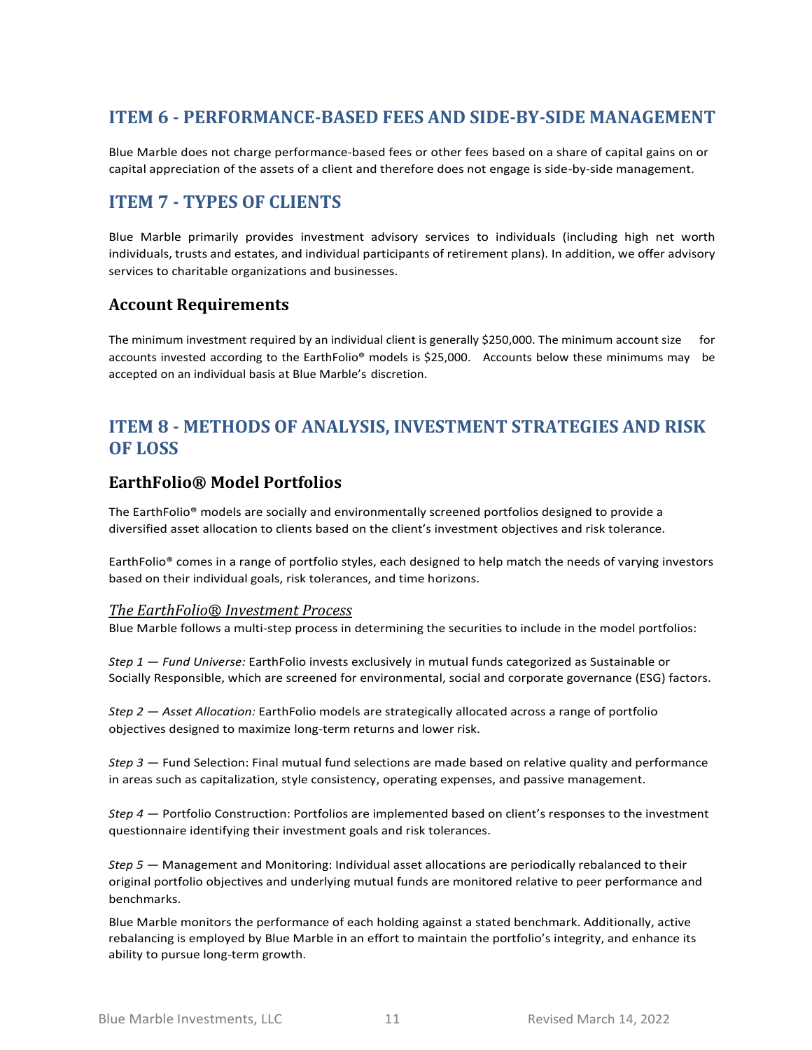## ITEM 6 - PERFORMANCE-BASED FEES AND SIDE-BY-SIDE MANAGEMENT

Blue Marble does not charge performance-based fees or other fees based on a share of capital gains on or capital appreciation of the assets of a client and therefore does not engage is side-by-side management.

## ITEM 7 - TYPES OF CLIENTS

Blue Marble primarily provides investment advisory services to individuals (including high net worth individuals, trusts and estates, and individual participants of retirement plans). In addition, we offer advisory services to charitable organizations and businesses.

### Account Requirements

The minimum investment required by an individual client is generally $250,000. The minimum account size for accounts invested according to the EarthFolio® models is $25,000. Accounts below these minimums may be accepted on an individual basis at Blue Marble's discretion.

## ITEM 8 - METHODS OF ANALYSIS, INVESTMENT STRATEGIES AND RISK OF LOSS

### EarthFolio® Model Portfolios

The EarthFolio® models are socially and environmentally screened portfolios designed to provide a diversified asset allocation to clients based on the client's investment objectives and risk tolerance.

EarthFolio® comes in a range of portfolio styles, each designed to help match the needs of varying investors based on their individual goals, risk tolerances, and time horizons.

*The EarthFolio® Investment Process*

Blue Marble follows a multi-step process in determining the securities to include in the model portfolios:

*Step 1 — Fund Universe:* EarthFolio invests exclusively in mutual funds categorized as Sustainable or Socially Responsible, which are screened for environmental, social and corporate governance (ESG) factors.

*Step 2 — Asset Allocation:* EarthFolio models are strategically allocated across a range of portfolio objectives designed to maximize long-term returns and lower risk.

*Step 3* — Fund Selection: Final mutual fund selections are made based on relative quality and performance in areas such as capitalization, style consistency, operating expenses, and passive management.

*Step 4* — Portfolio Construction: Portfolios are implemented based on client's responses to the investment questionnaire identifying their investment goals and risk tolerances.

*Step 5* — Management and Monitoring: Individual asset allocations are periodically rebalanced to their original portfolio objectives and underlying mutual funds are monitored relative to peer performance and benchmarks.

Blue Marble monitors the performance of each holding against a stated benchmark. Additionally, active rebalancing is employed by Blue Marble in an effort to maintain the portfolio's integrity, and enhance its ability to pursue long-term growth.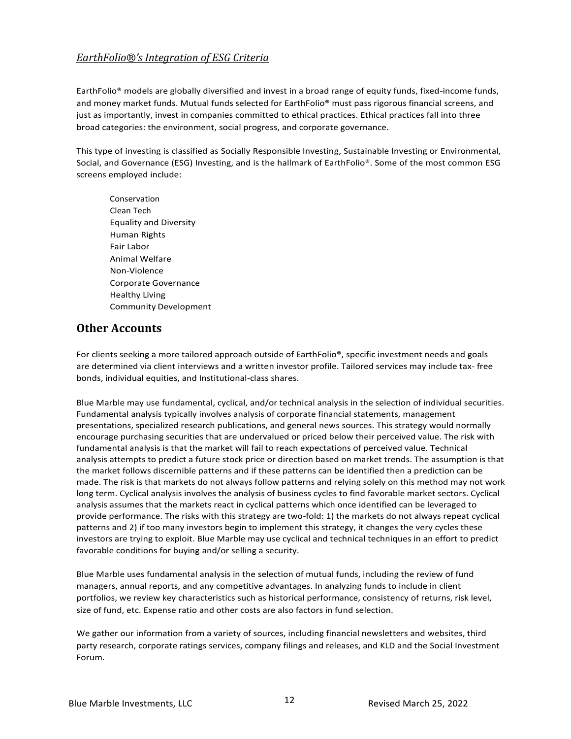### *EarthFolio®'s Integration of ESG Criteria*

EarthFolio® models are globally diversified and invest in a broad range of equity funds, fixed-income funds, and money market funds. Mutual funds selected for EarthFolio® must pass rigorous financial screens, and just as importantly, invest in companies committed to ethical practices. Ethical practices fall into three broad categories: the environment, social progress, and corporate governance.

This type of investing is classified as Socially Responsible Investing, Sustainable Investing or Environmental, Social, and Governance (ESG) Investing, and is the hallmark of EarthFolio®. Some of the most common ESG screens employed include:

- Conservation
- Clean Tech
- Equality and Diversity
- Human Rights
- Fair Labor
- Animal Welfare
- Non-Violence
- Corporate Governance
- Healthy Living
- Community Development

## Other Accounts

For clients seeking a more tailored approach outside of EarthFolio®, specific investment needs and goals are determined via client interviews and a written investor profile. Tailored services may include tax- free bonds, individual equities, and Institutional-class shares.

Blue Marble may use fundamental, cyclical, and/or technical analysis in the selection of individual securities. Fundamental analysis typically involves analysis of corporate financial statements, management presentations, specialized research publications, and general news sources. This strategy would normally encourage purchasing securities that are undervalued or priced below their perceived value. The risk with fundamental analysis is that the market will fail to reach expectations of perceived value. Technical analysis attempts to predict a future stock price or direction based on market trends. The assumption is that the market follows discernible patterns and if these patterns can be identified then a prediction can be made. The risk is that markets do not always follow patterns and relying solely on this method may not work long term. Cyclical analysis involves the analysis of business cycles to find favorable market sectors. Cyclical analysis assumes that the markets react in cyclical patterns which once identified can be leveraged to provide performance. The risks with this strategy are two-fold: 1) the markets do not always repeat cyclical patterns and 2) if too many investors begin to implement this strategy, it changes the very cycles these investors are trying to exploit. Blue Marble may use cyclical and technical techniques in an effort to predict favorable conditions for buying and/or selling a security.

Blue Marble uses fundamental analysis in the selection of mutual funds, including the review of fund managers, annual reports, and any competitive advantages. In analyzing funds to include in client portfolios, we review key characteristics such as historical performance, consistency of returns, risk level, size of fund, etc. Expense ratio and other costs are also factors in fund selection.

We gather our information from a variety of sources, including financial newsletters and websites, third party research, corporate ratings services, company filings and releases, and KLD and the Social Investment Forum.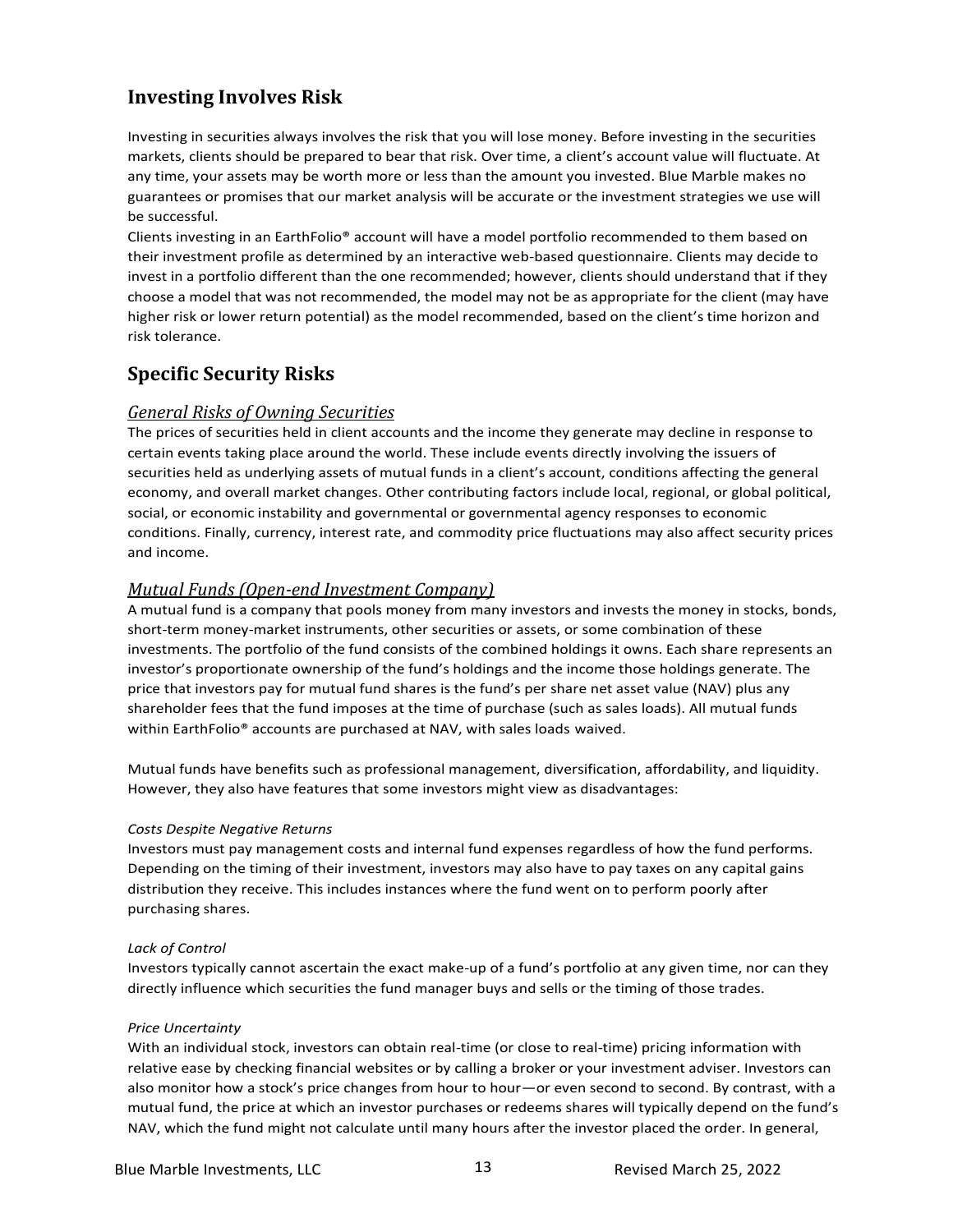## Investing Involves Risk

Investing in securities always involves the risk that you will lose money. Before investing in the securities markets, clients should be prepared to bear that risk. Over time, a client's account value will fluctuate. At any time, your assets may be worth more or less than the amount you invested. Blue Marble makes no guarantees or promises that our market analysis will be accurate or the investment strategies we use will be successful.

Clients investing in an EarthFolio® account will have a model portfolio recommended to them based on their investment profile as determined by an interactive web-based questionnaire. Clients may decide to invest in a portfolio different than the one recommended; however, clients should understand that if they choose a model that was not recommended, the model may not be as appropriate for the client (may have higher risk or lower return potential) as the model recommended, based on the client's time horizon and risk tolerance.

## Specific Security Risks

### *General Risks of Owning Securities*

The prices of securities held in client accounts and the income they generate may decline in response to certain events taking place around the world. These include events directly involving the issuers of securities held as underlying assets of mutual funds in a client's account, conditions affecting the general economy, and overall market changes. Other contributing factors include local, regional, or global political, social, or economic instability and governmental or governmental agency responses to economic conditions. Finally, currency, interest rate, and commodity price fluctuations may also affect security prices and income.

### *Mutual Funds (Open-end Investment Company)*

A mutual fund is a company that pools money from many investors and invests the money in stocks, bonds, short-term money-market instruments, other securities or assets, or some combination of these investments. The portfolio of the fund consists of the combined holdings it owns. Each share represents an investor's proportionate ownership of the fund's holdings and the income those holdings generate. The price that investors pay for mutual fund shares is the fund's per share net asset value (NAV) plus any shareholder fees that the fund imposes at the time of purchase (such as sales loads). All mutual funds within EarthFolio® accounts are purchased at NAV, with sales loads waived.

Mutual funds have benefits such as professional management, diversification, affordability, and liquidity. However, they also have features that some investors might view as disadvantages:

*Costs Despite Negative Returns*

Investors must pay management costs and internal fund expenses regardless of how the fund performs. Depending on the timing of their investment, investors may also have to pay taxes on any capital gains distribution they receive. This includes instances where the fund went on to perform poorly after purchasing shares.

*Lack of Control*

Investors typically cannot ascertain the exact make-up of a fund's portfolio at any given time, nor can they directly influence which securities the fund manager buys and sells or the timing of those trades.

*Price Uncertainty*

With an individual stock, investors can obtain real-time (or close to real-time) pricing information with relative ease by checking financial websites or by calling a broker or your investment adviser. Investors can also monitor how a stock's price changes from hour to hour—or even second to second. By contrast, with a mutual fund, the price at which an investor purchases or redeems shares will typically depend on the fund's NAV, which the fund might not calculate until many hours after the investor placed the order. In general,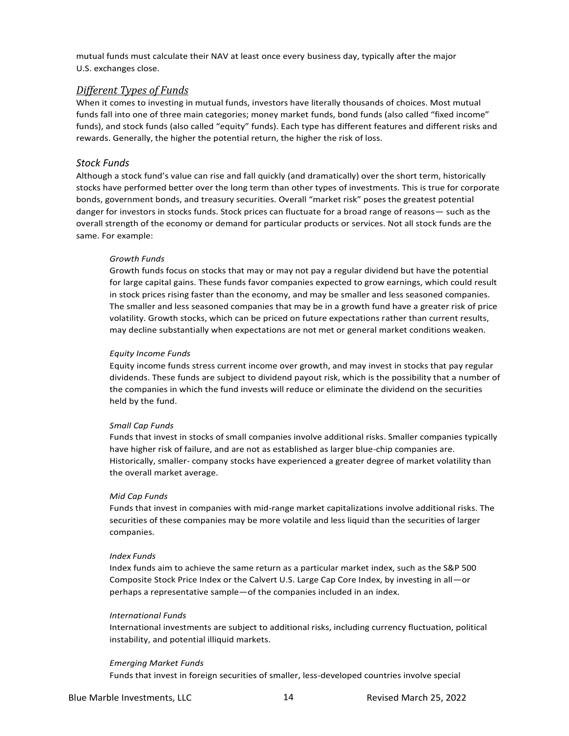mutual funds must calculate their NAV at least once every business day, typically after the major U.S. exchanges close.

## *Different Types of Funds*

When it comes to investing in mutual funds, investors have literally thousands of choices. Most mutual funds fall into one of three main categories; money market funds, bond funds (also called "fixed income" funds), and stock funds (also called "equity" funds). Each type has different features and different risks and rewards. Generally, the higher the potential return, the higher the risk of loss.

### *Stock Funds*

Although a stock fund's value can rise and fall quickly (and dramatically) over the short term, historically stocks have performed better over the long term than other types of investments. This is true for corporate bonds, government bonds, and treasury securities. Overall "market risk" poses the greatest potential danger for investors in stocks funds. Stock prices can fluctuate for a broad range of reasons— such as the overall strength of the economy or demand for particular products or services. Not all stock funds are the same. For example:

#### *Growth Funds*

Growth funds focus on stocks that may or may not pay a regular dividend but have the potential for large capital gains. These funds favor companies expected to grow earnings, which could result in stock prices rising faster than the economy, and may be smaller and less seasoned companies. The smaller and less seasoned companies that may be in a growth fund have a greater risk of price volatility. Growth stocks, which can be priced on future expectations rather than current results, may decline substantially when expectations are not met or general market conditions weaken.

#### *Equity Income Funds*

Equity income funds stress current income over growth, and may invest in stocks that pay regular dividends. These funds are subject to dividend payout risk, which is the possibility that a number of the companies in which the fund invests will reduce or eliminate the dividend on the securities held by the fund.

#### *Small Cap Funds*

Funds that invest in stocks of small companies involve additional risks. Smaller companies typically have higher risk of failure, and are not as established as larger blue-chip companies are. Historically, smaller- company stocks have experienced a greater degree of market volatility than the overall market average.

#### *Mid Cap Funds*

Funds that invest in companies with mid-range market capitalizations involve additional risks. The securities of these companies may be more volatile and less liquid than the securities of larger companies.

#### *Index Funds*

Index funds aim to achieve the same return as a particular market index, such as the S&P 500 Composite Stock Price Index or the Calvert U.S. Large Cap Core Index, by investing in all—or perhaps a representative sample—of the companies included in an index.

#### *International Funds*

International investments are subject to additional risks, including currency fluctuation, political instability, and potential illiquid markets.

#### *Emerging Market Funds*

Funds that invest in foreign securities of smaller, less-developed countries involve special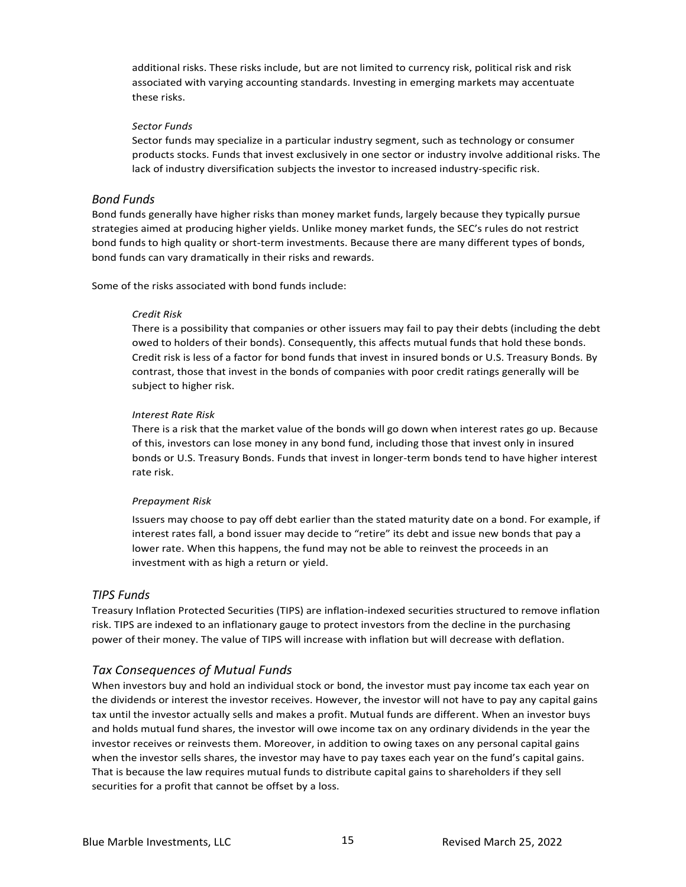additional risks. These risks include, but are not limited to currency risk, political risk and risk associated with varying accounting standards. Investing in emerging markets may accentuate these risks.

*Sector Funds*

Sector funds may specialize in a particular industry segment, such as technology or consumer products stocks. Funds that invest exclusively in one sector or industry involve additional risks. The lack of industry diversification subjects the investor to increased industry-specific risk.

## *Bond Funds*

Bond funds generally have higher risks than money market funds, largely because they typically pursue strategies aimed at producing higher yields. Unlike money market funds, the SEC's rules do not restrict bond funds to high quality or short-term investments. Because there are many different types of bonds, bond funds can vary dramatically in their risks and rewards.

Some of the risks associated with bond funds include:

*Credit Risk*

There is a possibility that companies or other issuers may fail to pay their debts (including the debt owed to holders of their bonds). Consequently, this affects mutual funds that hold these bonds. Credit risk is less of a factor for bond funds that invest in insured bonds or U.S. Treasury Bonds. By contrast, those that invest in the bonds of companies with poor credit ratings generally will be subject to higher risk.

*Interest Rate Risk*

There is a risk that the market value of the bonds will go down when interest rates go up. Because of this, investors can lose money in any bond fund, including those that invest only in insured bonds or U.S. Treasury Bonds. Funds that invest in longer-term bonds tend to have higher interest rate risk.

*Prepayment Risk*

Issuers may choose to pay off debt earlier than the stated maturity date on a bond. For example, if interest rates fall, a bond issuer may decide to "retire" its debt and issue new bonds that pay a lower rate. When this happens, the fund may not be able to reinvest the proceeds in an investment with as high a return or yield.

## *TIPS Funds*

Treasury Inflation Protected Securities (TIPS) are inflation-indexed securities structured to remove inflation risk. TIPS are indexed to an inflationary gauge to protect investors from the decline in the purchasing power of their money. The value of TIPS will increase with inflation but will decrease with deflation.

## *Tax Consequences of Mutual Funds*

When investors buy and hold an individual stock or bond, the investor must pay income tax each year on the dividends or interest the investor receives. However, the investor will not have to pay any capital gains tax until the investor actually sells and makes a profit. Mutual funds are different. When an investor buys and holds mutual fund shares, the investor will owe income tax on any ordinary dividends in the year the investor receives or reinvests them. Moreover, in addition to owing taxes on any personal capital gains when the investor sells shares, the investor may have to pay taxes each year on the fund's capital gains. That is because the law requires mutual funds to distribute capital gains to shareholders if they sell securities for a profit that cannot be offset by a loss.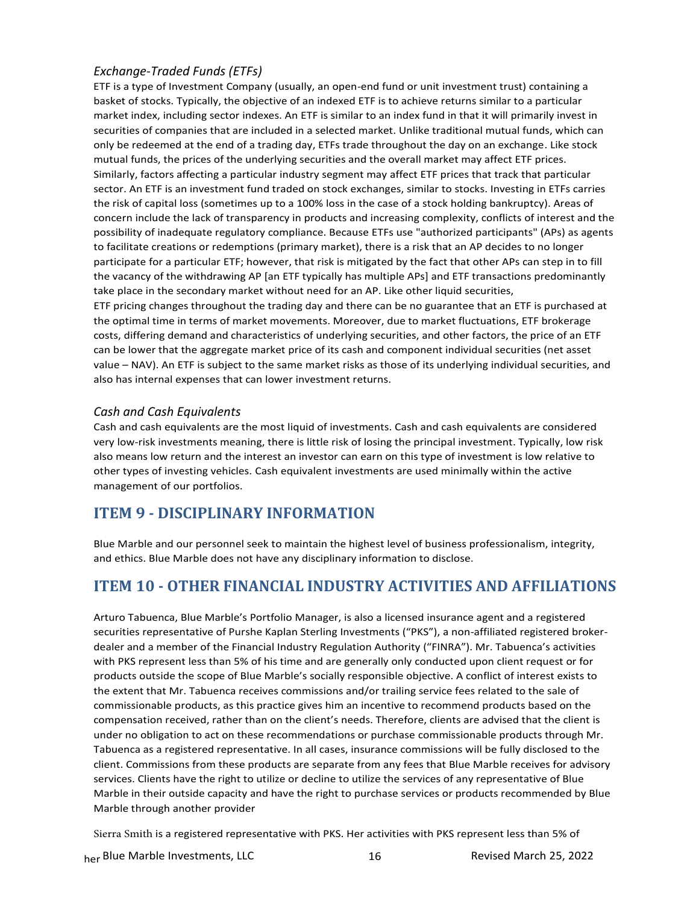### *Exchange-Traded Funds (ETFs)*

ETF is a type of Investment Company (usually, an open-end fund or unit investment trust) containing a basket of stocks. Typically, the objective of an indexed ETF is to achieve returns similar to a particular market index, including sector indexes. An ETF is similar to an index fund in that it will primarily invest in securities of companies that are included in a selected market. Unlike traditional mutual funds, which can only be redeemed at the end of a trading day, ETFs trade throughout the day on an exchange. Like stock mutual funds, the prices of the underlying securities and the overall market may affect ETF prices. Similarly, factors affecting a particular industry segment may affect ETF prices that track that particular sector. An ETF is an investment fund traded on stock exchanges, similar to stocks. Investing in ETFs carries the risk of capital loss (sometimes up to a 100% loss in the case of a stock holding bankruptcy). Areas of concern include the lack of transparency in products and increasing complexity, conflicts of interest and the possibility of inadequate regulatory compliance. Because ETFs use "authorized participants" (APs) as agents to facilitate creations or redemptions (primary market), there is a risk that an AP decides to no longer participate for a particular ETF; however, that risk is mitigated by the fact that other APs can step in to fill the vacancy of the withdrawing AP [an ETF typically has multiple APs] and ETF transactions predominantly take place in the secondary market without need for an AP. Like other liquid securities,
ETF pricing changes throughout the trading day and there can be no guarantee that an ETF is purchased at the optimal time in terms of market movements. Moreover, due to market fluctuations, ETF brokerage costs, differing demand and characteristics of underlying securities, and other factors, the price of an ETF can be lower that the aggregate market price of its cash and component individual securities (net asset value – NAV). An ETF is subject to the same market risks as those of its underlying individual securities, and also has internal expenses that can lower investment returns.

### *Cash and Cash Equivalents*

Cash and cash equivalents are the most liquid of investments. Cash and cash equivalents are considered very low-risk investments meaning, there is little risk of losing the principal investment. Typically, low risk also means low return and the interest an investor can earn on this type of investment is low relative to other types of investing vehicles. Cash equivalent investments are used minimally within the active management of our portfolios.

## ITEM 9 - DISCIPLINARY INFORMATION

Blue Marble and our personnel seek to maintain the highest level of business professionalism, integrity, and ethics. Blue Marble does not have any disciplinary information to disclose.

## ITEM 10 - OTHER FINANCIAL INDUSTRY ACTIVITIES AND AFFILIATIONS

Arturo Tabuenca, Blue Marble's Portfolio Manager, is also a licensed insurance agent and a registered securities representative of Purshe Kaplan Sterling Investments ("PKS"), a non-affiliated registered broker-dealer and a member of the Financial Industry Regulation Authority ("FINRA"). Mr. Tabuenca's activities with PKS represent less than 5% of his time and are generally only conducted upon client request or for products outside the scope of Blue Marble's socially responsible objective. A conflict of interest exists to the extent that Mr. Tabuenca receives commissions and/or trailing service fees related to the sale of commissionable products, as this practice gives him an incentive to recommend products based on the compensation received, rather than on the client's needs. Therefore, clients are advised that the client is under no obligation to act on these recommendations or purchase commissionable products through Mr. Tabuenca as a registered representative. In all cases, insurance commissions will be fully disclosed to the client. Commissions from these products are separate from any fees that Blue Marble receives for advisory services. Clients have the right to utilize or decline to utilize the services of any representative of Blue Marble in their outside capacity and have the right to purchase services or products recommended by Blue Marble through another provider

Sierra Smith is a registered representative with PKS. Her activities with PKS represent less than 5% of her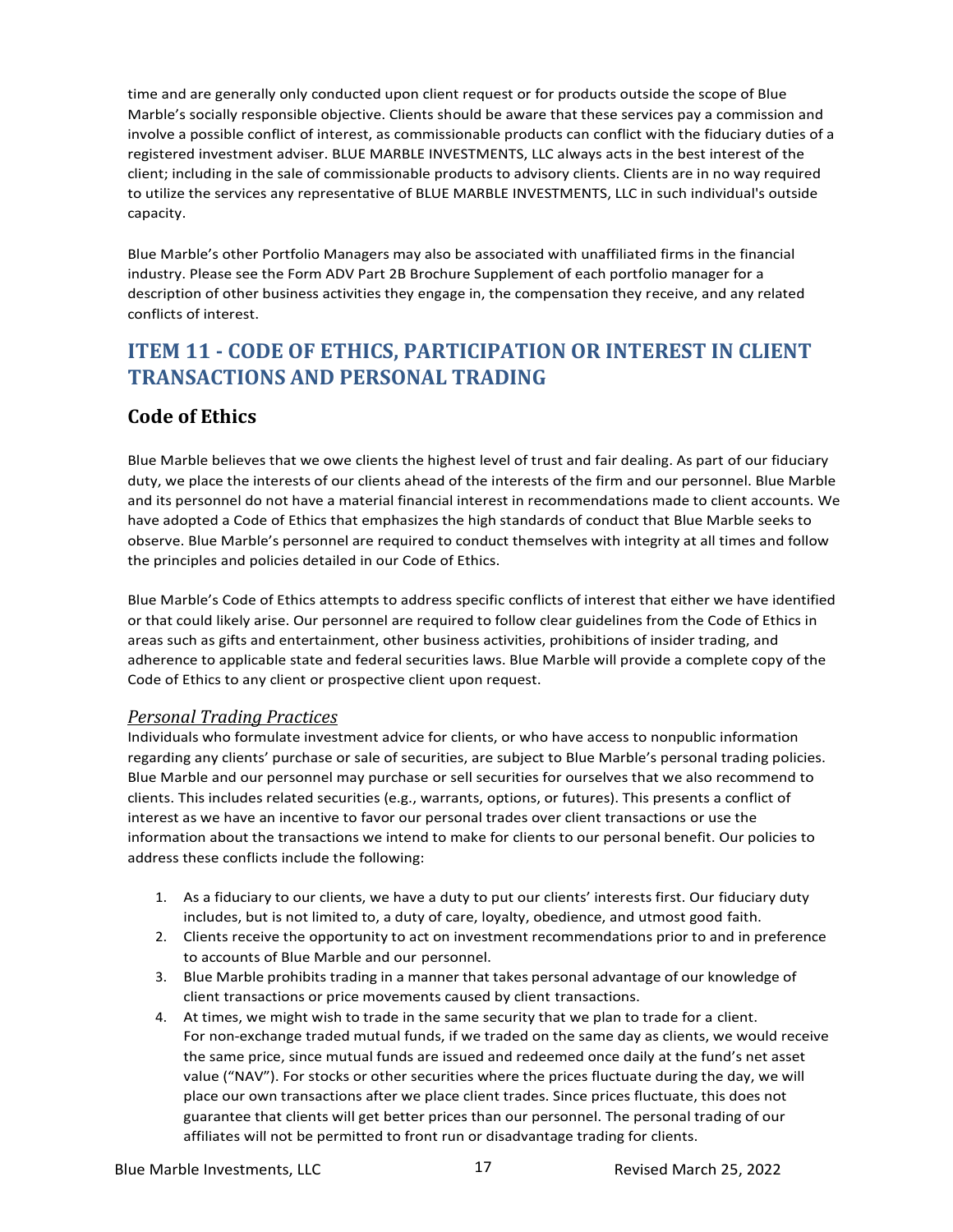time and are generally only conducted upon client request or for products outside the scope of Blue Marble's socially responsible objective. Clients should be aware that these services pay a commission and involve a possible conflict of interest, as commissionable products can conflict with the fiduciary duties of a registered investment adviser. BLUE MARBLE INVESTMENTS, LLC always acts in the best interest of the client; including in the sale of commissionable products to advisory clients. Clients are in no way required to utilize the services any representative of BLUE MARBLE INVESTMENTS, LLC in such individual's outside capacity.

Blue Marble's other Portfolio Managers may also be associated with unaffiliated firms in the financial industry. Please see the Form ADV Part 2B Brochure Supplement of each portfolio manager for a description of other business activities they engage in, the compensation they receive, and any related conflicts of interest.

# ITEM 11 - CODE OF ETHICS, PARTICIPATION OR INTEREST IN CLIENT TRANSACTIONS AND PERSONAL TRADING

## Code of Ethics

Blue Marble believes that we owe clients the highest level of trust and fair dealing. As part of our fiduciary duty, we place the interests of our clients ahead of the interests of the firm and our personnel. Blue Marble and its personnel do not have a material financial interest in recommendations made to client accounts. We have adopted a Code of Ethics that emphasizes the high standards of conduct that Blue Marble seeks to observe. Blue Marble's personnel are required to conduct themselves with integrity at all times and follow the principles and policies detailed in our Code of Ethics.

Blue Marble's Code of Ethics attempts to address specific conflicts of interest that either we have identified or that could likely arise. Our personnel are required to follow clear guidelines from the Code of Ethics in areas such as gifts and entertainment, other business activities, prohibitions of insider trading, and adherence to applicable state and federal securities laws. Blue Marble will provide a complete copy of the Code of Ethics to any client or prospective client upon request.

### *Personal Trading Practices*

Individuals who formulate investment advice for clients, or who have access to nonpublic information regarding any clients' purchase or sale of securities, are subject to Blue Marble's personal trading policies. Blue Marble and our personnel may purchase or sell securities for ourselves that we also recommend to clients. This includes related securities (e.g., warrants, options, or futures). This presents a conflict of interest as we have an incentive to favor our personal trades over client transactions or use the information about the transactions we intend to make for clients to our personal benefit. Our policies to address these conflicts include the following:

1. As a fiduciary to our clients, we have a duty to put our clients' interests first. Our fiduciary duty includes, but is not limited to, a duty of care, loyalty, obedience, and utmost good faith.
2. Clients receive the opportunity to act on investment recommendations prior to and in preference to accounts of Blue Marble and our personnel.
3. Blue Marble prohibits trading in a manner that takes personal advantage of our knowledge of client transactions or price movements caused by client transactions.
4. At times, we might wish to trade in the same security that we plan to trade for a client. For non-exchange traded mutual funds, if we traded on the same day as clients, we would receive the same price, since mutual funds are issued and redeemed once daily at the fund's net asset value ("NAV"). For stocks or other securities where the prices fluctuate during the day, we will place our own transactions after we place client trades. Since prices fluctuate, this does not guarantee that clients will get better prices than our personnel. The personal trading of our affiliates will not be permitted to front run or disadvantage trading for clients.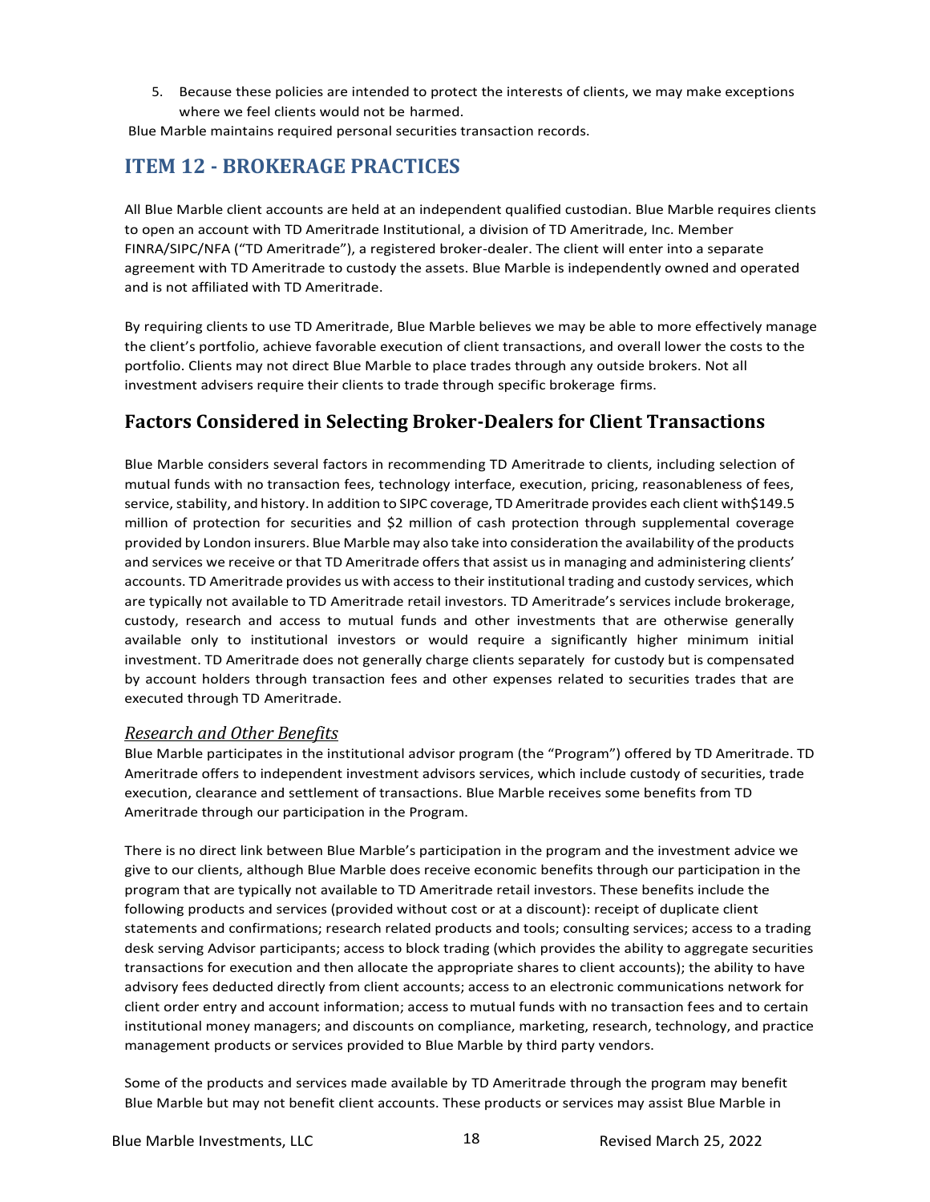5. Because these policies are intended to protect the interests of clients, we may make exceptions where we feel clients would not be harmed.

Blue Marble maintains required personal securities transaction records.

## ITEM 12 - BROKERAGE PRACTICES

All Blue Marble client accounts are held at an independent qualified custodian. Blue Marble requires clients to open an account with TD Ameritrade Institutional, a division of TD Ameritrade, Inc. Member FINRA/SIPC/NFA ("TD Ameritrade"), a registered broker-dealer. The client will enter into a separate agreement with TD Ameritrade to custody the assets. Blue Marble is independently owned and operated and is not affiliated with TD Ameritrade.

By requiring clients to use TD Ameritrade, Blue Marble believes we may be able to more effectively manage the client's portfolio, achieve favorable execution of client transactions, and overall lower the costs to the portfolio. Clients may not direct Blue Marble to place trades through any outside brokers. Not all investment advisers require their clients to trade through specific brokerage firms.

## Factors Considered in Selecting Broker-Dealers for Client Transactions

Blue Marble considers several factors in recommending TD Ameritrade to clients, including selection of mutual funds with no transaction fees, technology interface, execution, pricing, reasonableness of fees, service, stability, and history. In addition to SIPC coverage, TD Ameritrade provides each client with$149.5 million of protection for securities and $2 million of cash protection through supplemental coverage provided by London insurers. Blue Marble may also take into consideration the availability of the products and services we receive or that TD Ameritrade offers that assist us in managing and administering clients' accounts. TD Ameritrade provides us with access to their institutional trading and custody services, which are typically not available to TD Ameritrade retail investors. TD Ameritrade's services include brokerage, custody, research and access to mutual funds and other investments that are otherwise generally available only to institutional investors or would require a significantly higher minimum initial investment. TD Ameritrade does not generally charge clients separately for custody but is compensated by account holders through transaction fees and other expenses related to securities trades that are executed through TD Ameritrade.

### *Research and Other Benefits*

Blue Marble participates in the institutional advisor program (the "Program") offered by TD Ameritrade. TD Ameritrade offers to independent investment advisors services, which include custody of securities, trade execution, clearance and settlement of transactions. Blue Marble receives some benefits from TD Ameritrade through our participation in the Program.

There is no direct link between Blue Marble's participation in the program and the investment advice we give to our clients, although Blue Marble does receive economic benefits through our participation in the program that are typically not available to TD Ameritrade retail investors. These benefits include the following products and services (provided without cost or at a discount): receipt of duplicate client statements and confirmations; research related products and tools; consulting services; access to a trading desk serving Advisor participants; access to block trading (which provides the ability to aggregate securities transactions for execution and then allocate the appropriate shares to client accounts); the ability to have advisory fees deducted directly from client accounts; access to an electronic communications network for client order entry and account information; access to mutual funds with no transaction fees and to certain institutional money managers; and discounts on compliance, marketing, research, technology, and practice management products or services provided to Blue Marble by third party vendors.

Some of the products and services made available by TD Ameritrade through the program may benefit Blue Marble but may not benefit client accounts. These products or services may assist Blue Marble in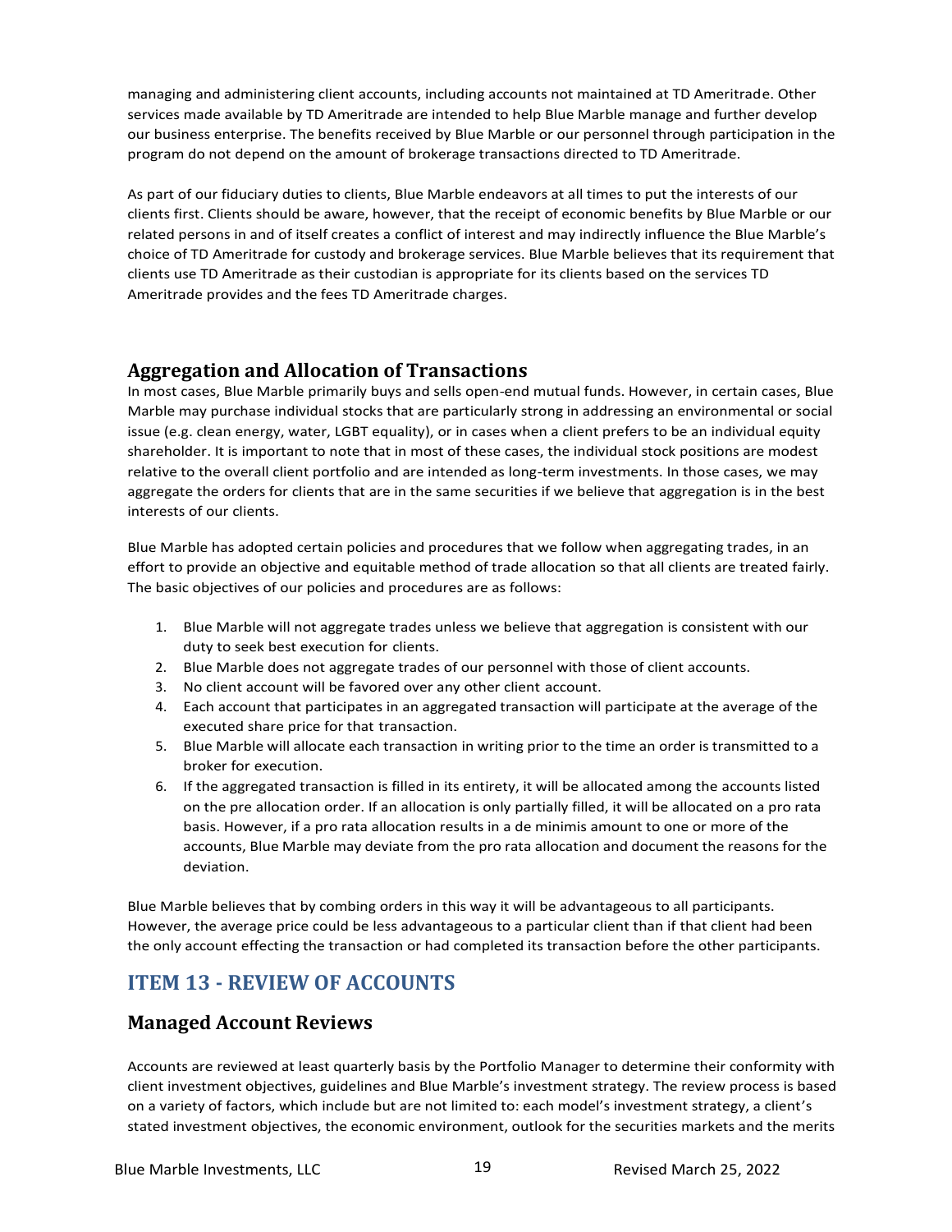managing and administering client accounts, including accounts not maintained at TD Ameritrade. Other services made available by TD Ameritrade are intended to help Blue Marble manage and further develop our business enterprise. The benefits received by Blue Marble or our personnel through participation in the program do not depend on the amount of brokerage transactions directed to TD Ameritrade.

As part of our fiduciary duties to clients, Blue Marble endeavors at all times to put the interests of our clients first. Clients should be aware, however, that the receipt of economic benefits by Blue Marble or our related persons in and of itself creates a conflict of interest and may indirectly influence the Blue Marble's choice of TD Ameritrade for custody and brokerage services. Blue Marble believes that its requirement that clients use TD Ameritrade as their custodian is appropriate for its clients based on the services TD Ameritrade provides and the fees TD Ameritrade charges.

### Aggregation and Allocation of Transactions

In most cases, Blue Marble primarily buys and sells open-end mutual funds. However, in certain cases, Blue Marble may purchase individual stocks that are particularly strong in addressing an environmental or social issue (e.g. clean energy, water, LGBT equality), or in cases when a client prefers to be an individual equity shareholder. It is important to note that in most of these cases, the individual stock positions are modest relative to the overall client portfolio and are intended as long-term investments. In those cases, we may aggregate the orders for clients that are in the same securities if we believe that aggregation is in the best interests of our clients.

Blue Marble has adopted certain policies and procedures that we follow when aggregating trades, in an effort to provide an objective and equitable method of trade allocation so that all clients are treated fairly. The basic objectives of our policies and procedures are as follows:

1. Blue Marble will not aggregate trades unless we believe that aggregation is consistent with our duty to seek best execution for clients.
2. Blue Marble does not aggregate trades of our personnel with those of client accounts.
3. No client account will be favored over any other client account.
4. Each account that participates in an aggregated transaction will participate at the average of the executed share price for that transaction.
5. Blue Marble will allocate each transaction in writing prior to the time an order is transmitted to a broker for execution.
6. If the aggregated transaction is filled in its entirety, it will be allocated among the accounts listed on the pre allocation order. If an allocation is only partially filled, it will be allocated on a pro rata basis. However, if a pro rata allocation results in a de minimis amount to one or more of the accounts, Blue Marble may deviate from the pro rata allocation and document the reasons for the deviation.

Blue Marble believes that by combing orders in this way it will be advantageous to all participants. However, the average price could be less advantageous to a particular client than if that client had been the only account effecting the transaction or had completed its transaction before the other participants.

## ITEM 13 - REVIEW OF ACCOUNTS

### Managed Account Reviews

Accounts are reviewed at least quarterly basis by the Portfolio Manager to determine their conformity with client investment objectives, guidelines and Blue Marble's investment strategy. The review process is based on a variety of factors, which include but are not limited to: each model's investment strategy, a client's stated investment objectives, the economic environment, outlook for the securities markets and the merits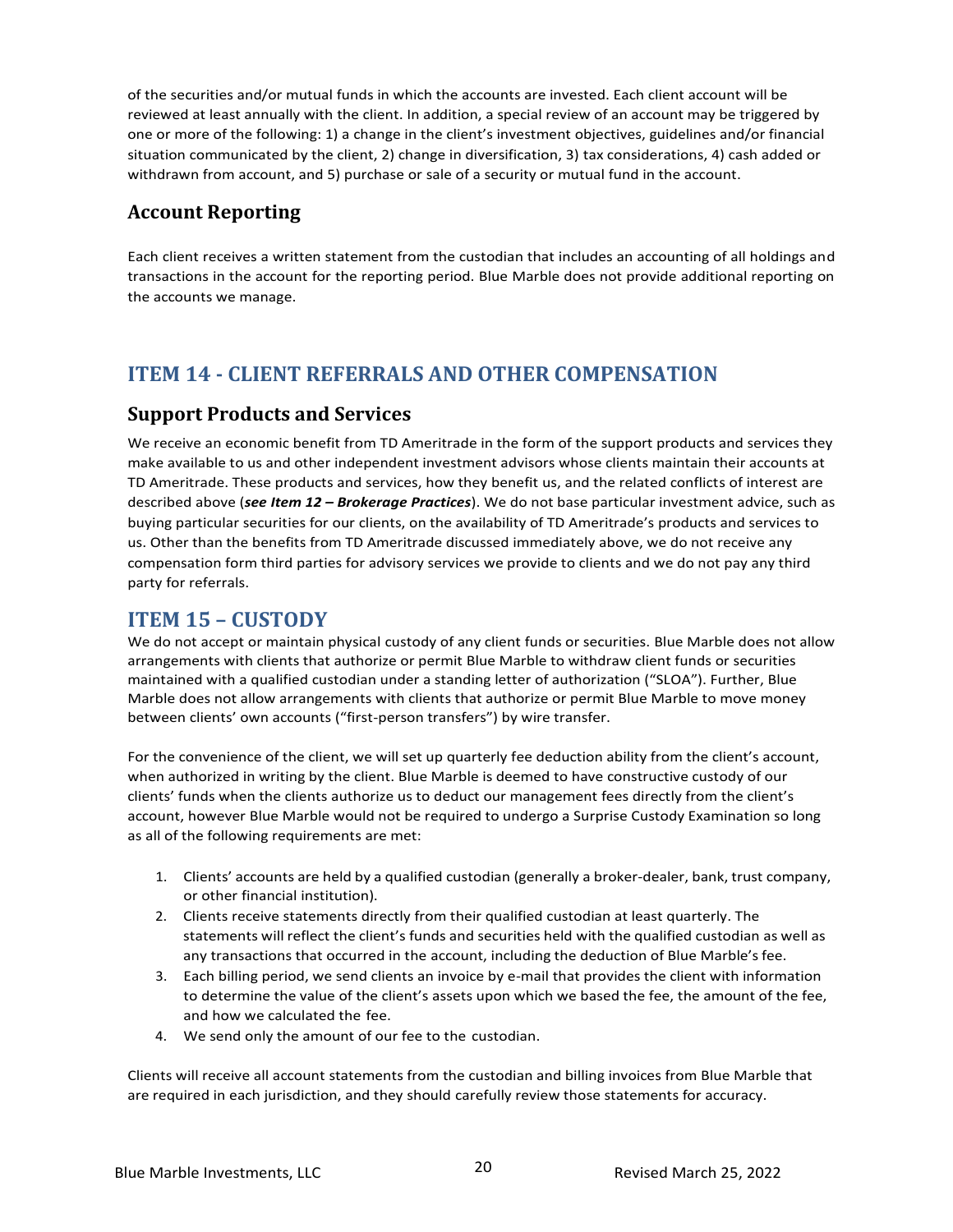of the securities and/or mutual funds in which the accounts are invested. Each client account will be reviewed at least annually with the client. In addition, a special review of an account may be triggered by one or more of the following: 1) a change in the client's investment objectives, guidelines and/or financial situation communicated by the client, 2) change in diversification, 3) tax considerations, 4) cash added or withdrawn from account, and 5) purchase or sale of a security or mutual fund in the account.

### Account Reporting

Each client receives a written statement from the custodian that includes an accounting of all holdings and transactions in the account for the reporting period. Blue Marble does not provide additional reporting on the accounts we manage.

## ITEM 14 - CLIENT REFERRALS AND OTHER COMPENSATION

### Support Products and Services

We receive an economic benefit from TD Ameritrade in the form of the support products and services they make available to us and other independent investment advisors whose clients maintain their accounts at TD Ameritrade. These products and services, how they benefit us, and the related conflicts of interest are described above (***see Item 12 – Brokerage Practices***). We do not base particular investment advice, such as buying particular securities for our clients, on the availability of TD Ameritrade's products and services to us. Other than the benefits from TD Ameritrade discussed immediately above, we do not receive any compensation form third parties for advisory services we provide to clients and we do not pay any third party for referrals.

## ITEM 15 – CUSTODY

We do not accept or maintain physical custody of any client funds or securities. Blue Marble does not allow arrangements with clients that authorize or permit Blue Marble to withdraw client funds or securities maintained with a qualified custodian under a standing letter of authorization ("SLOA"). Further, Blue Marble does not allow arrangements with clients that authorize or permit Blue Marble to move money between clients' own accounts ("first-person transfers") by wire transfer.

For the convenience of the client, we will set up quarterly fee deduction ability from the client's account, when authorized in writing by the client. Blue Marble is deemed to have constructive custody of our clients' funds when the clients authorize us to deduct our management fees directly from the client's account, however Blue Marble would not be required to undergo a Surprise Custody Examination so long as all of the following requirements are met:

1. Clients' accounts are held by a qualified custodian (generally a broker-dealer, bank, trust company, or other financial institution).
2. Clients receive statements directly from their qualified custodian at least quarterly. The statements will reflect the client's funds and securities held with the qualified custodian as well as any transactions that occurred in the account, including the deduction of Blue Marble's fee.
3. Each billing period, we send clients an invoice by e-mail that provides the client with information to determine the value of the client's assets upon which we based the fee, the amount of the fee, and how we calculated the fee.
4. We send only the amount of our fee to the custodian.

Clients will receive all account statements from the custodian and billing invoices from Blue Marble that are required in each jurisdiction, and they should carefully review those statements for accuracy.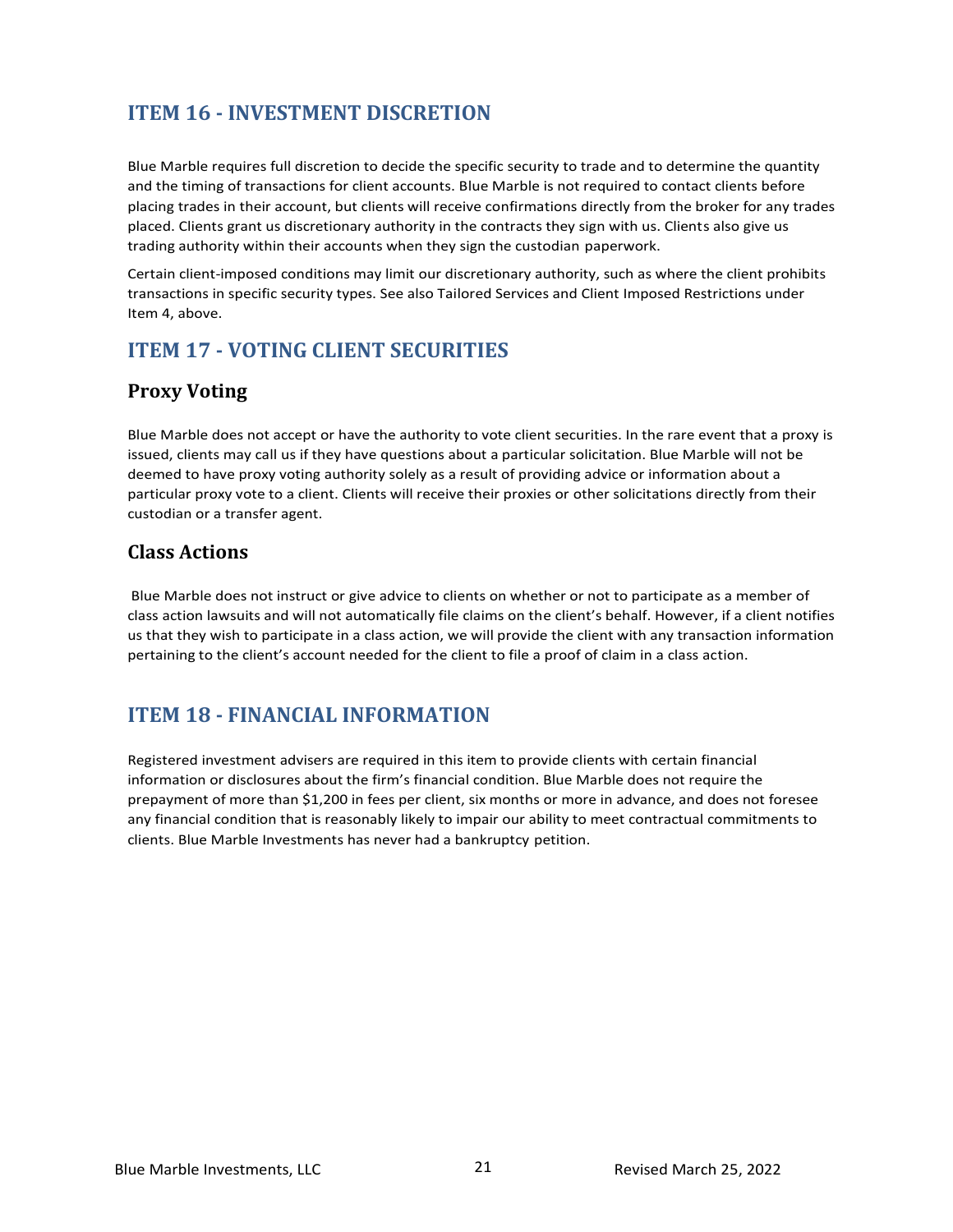## ITEM 16 - INVESTMENT DISCRETION

Blue Marble requires full discretion to decide the specific security to trade and to determine the quantity and the timing of transactions for client accounts. Blue Marble is not required to contact clients before placing trades in their account, but clients will receive confirmations directly from the broker for any trades placed. Clients grant us discretionary authority in the contracts they sign with us. Clients also give us trading authority within their accounts when they sign the custodian paperwork.

Certain client-imposed conditions may limit our discretionary authority, such as where the client prohibits transactions in specific security types. See also Tailored Services and Client Imposed Restrictions under Item 4, above.

## ITEM 17 - VOTING CLIENT SECURITIES

### Proxy Voting

Blue Marble does not accept or have the authority to vote client securities. In the rare event that a proxy is issued, clients may call us if they have questions about a particular solicitation. Blue Marble will not be deemed to have proxy voting authority solely as a result of providing advice or information about a particular proxy vote to a client. Clients will receive their proxies or other solicitations directly from their custodian or a transfer agent.

### Class Actions

Blue Marble does not instruct or give advice to clients on whether or not to participate as a member of class action lawsuits and will not automatically file claims on the client's behalf. However, if a client notifies us that they wish to participate in a class action, we will provide the client with any transaction information pertaining to the client's account needed for the client to file a proof of claim in a class action.

## ITEM 18 - FINANCIAL INFORMATION

Registered investment advisers are required in this item to provide clients with certain financial information or disclosures about the firm's financial condition. Blue Marble does not require the prepayment of more than $1,200 in fees per client, six months or more in advance, and does not foresee any financial condition that is reasonably likely to impair our ability to meet contractual commitments to clients. Blue Marble Investments has never had a bankruptcy petition.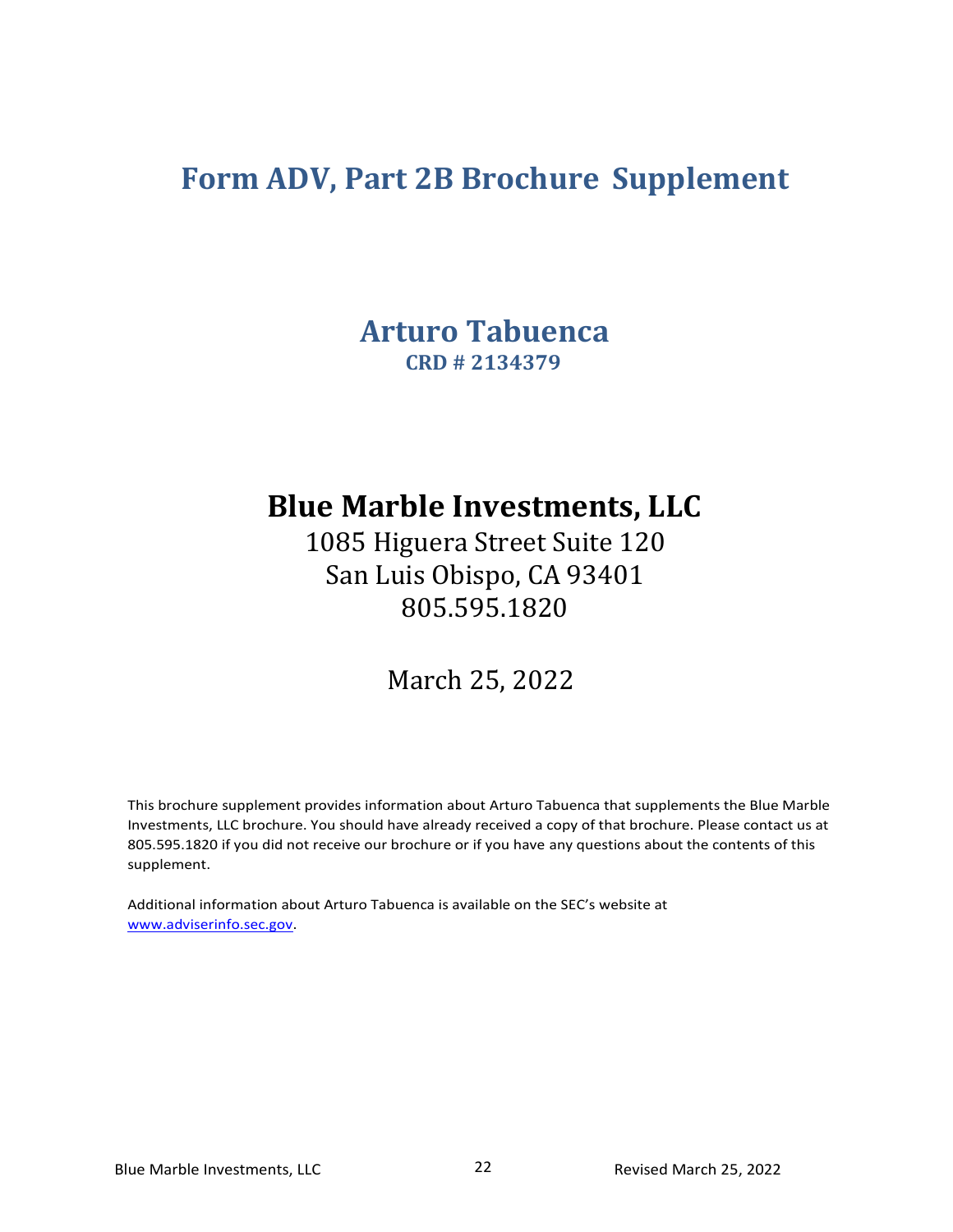# Form ADV, Part 2B Brochure Supplement

## Arturo Tabuenca
**CRD # 2134379**

## Blue Marble Investments, LLC

1085 Higuera Street Suite 120
San Luis Obispo, CA 93401
805.595.1820

March 25, 2022

This brochure supplement provides information about Arturo Tabuenca that supplements the Blue Marble Investments, LLC brochure. You should have already received a copy of that brochure. Please contact us at 805.595.1820 if you did not receive our brochure or if you have any questions about the contents of this supplement.

Additional information about Arturo Tabuenca is available on the SEC's website at [www.adviserinfo.sec.gov](http://www.adviserinfo.sec.gov).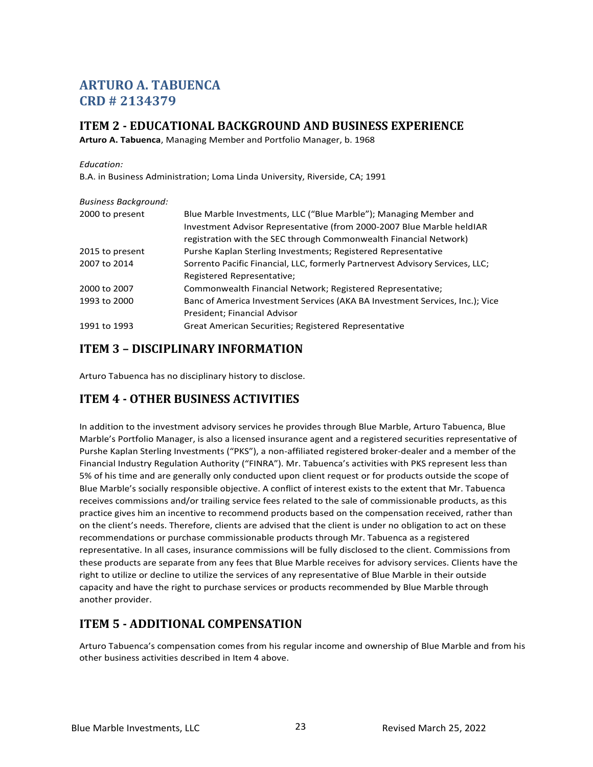# ARTURO A. TABUENCA
# CRD # 2134379

## ITEM 2 - EDUCATIONAL BACKGROUND AND BUSINESS EXPERIENCE

**Arturo A. Tabuenca**, Managing Member and Portfolio Manager, b. 1968

*Education:*

B.A. in Business Administration; Loma Linda University, Riverside, CA; 1991

*Business Background:*

| | |
|---|---|
| 2000 to present | Blue Marble Investments, LLC ("Blue Marble"); Managing Member and Investment Advisor Representative (from 2000-2007 Blue Marble heldIAR registration with the SEC through Commonwealth Financial Network) |
| 2015 to present | Purshe Kaplan Sterling Investments; Registered Representative |
| 2007 to 2014 | Sorrento Pacific Financial, LLC, formerly Partnervest Advisory Services, LLC; Registered Representative; |
| 2000 to 2007 | Commonwealth Financial Network; Registered Representative; |
| 1993 to 2000 | Banc of America Investment Services (AKA BA Investment Services, Inc.); Vice President; Financial Advisor |
| 1991 to 1993 | Great American Securities; Registered Representative |

## ITEM 3 – DISCIPLINARY INFORMATION

Arturo Tabuenca has no disciplinary history to disclose.

## ITEM 4 - OTHER BUSINESS ACTIVITIES

In addition to the investment advisory services he provides through Blue Marble, Arturo Tabuenca, Blue Marble's Portfolio Manager, is also a licensed insurance agent and a registered securities representative of Purshe Kaplan Sterling Investments ("PKS"), a non-affiliated registered broker-dealer and a member of the Financial Industry Regulation Authority ("FINRA"). Mr. Tabuenca's activities with PKS represent less than 5% of his time and are generally only conducted upon client request or for products outside the scope of Blue Marble's socially responsible objective. A conflict of interest exists to the extent that Mr. Tabuenca receives commissions and/or trailing service fees related to the sale of commissionable products, as this practice gives him an incentive to recommend products based on the compensation received, rather than on the client's needs. Therefore, clients are advised that the client is under no obligation to act on these recommendations or purchase commissionable products through Mr. Tabuenca as a registered representative. In all cases, insurance commissions will be fully disclosed to the client. Commissions from these products are separate from any fees that Blue Marble receives for advisory services. Clients have the right to utilize or decline to utilize the services of any representative of Blue Marble in their outside capacity and have the right to purchase services or products recommended by Blue Marble through another provider.

## ITEM 5 - ADDITIONAL COMPENSATION

Arturo Tabuenca's compensation comes from his regular income and ownership of Blue Marble and from his other business activities described in Item 4 above.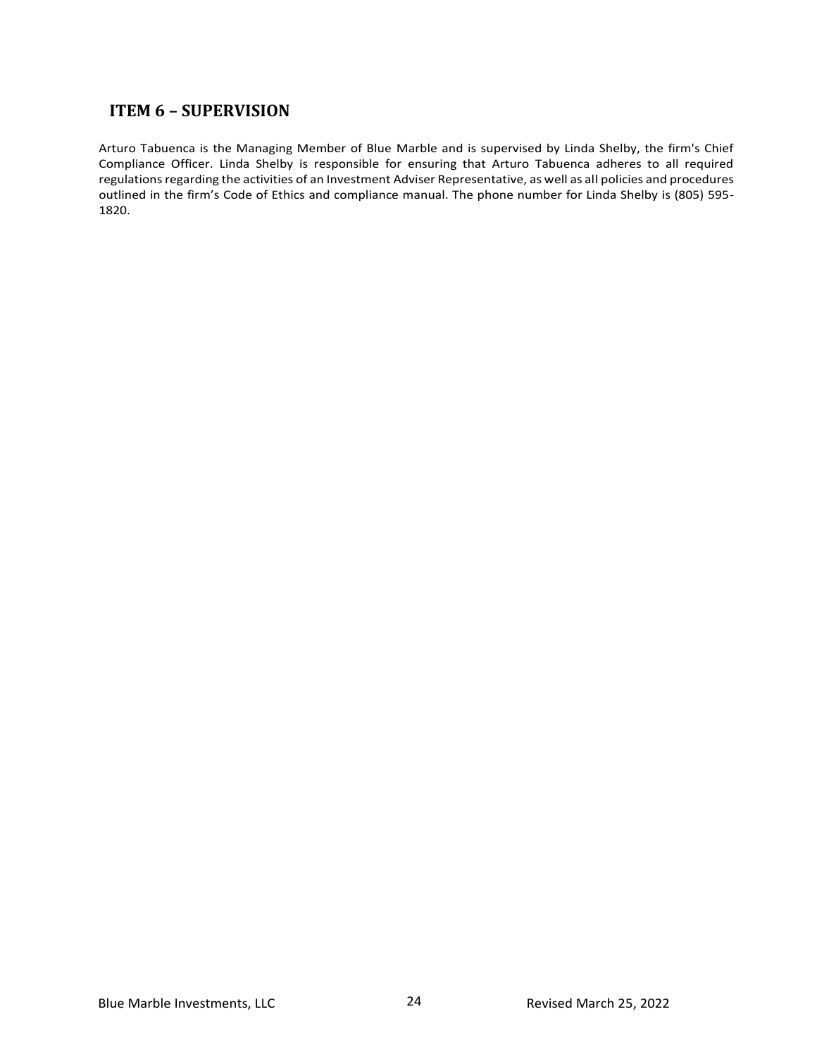## ITEM 6 – SUPERVISION

Arturo Tabuenca is the Managing Member of Blue Marble and is supervised by Linda Shelby, the firm's Chief Compliance Officer. Linda Shelby is responsible for ensuring that Arturo Tabuenca adheres to all required regulations regarding the activities of an Investment Adviser Representative, as well as all policies and procedures outlined in the firm's Code of Ethics and compliance manual. The phone number for Linda Shelby is (805) 595-1820.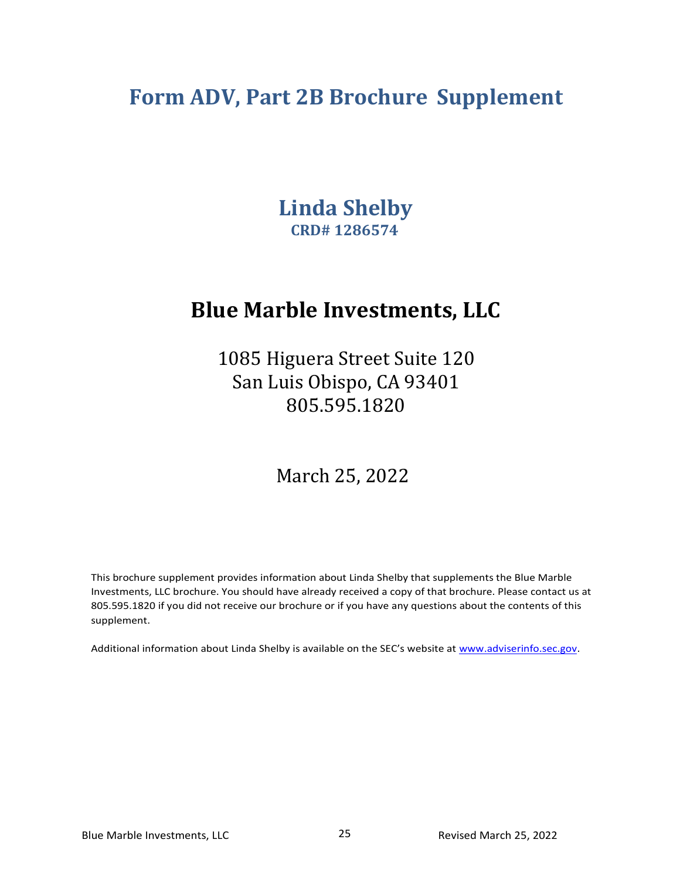# Form ADV, Part 2B Brochure Supplement

## Linda Shelby

**CRD# 1286574**

## Blue Marble Investments, LLC

1085 Higuera Street Suite 120
San Luis Obispo, CA 93401
805.595.1820

March 25, 2022

This brochure supplement provides information about Linda Shelby that supplements the Blue Marble Investments, LLC brochure. You should have already received a copy of that brochure. Please contact us at 805.595.1820 if you did not receive our brochure or if you have any questions about the contents of this supplement.

Additional information about Linda Shelby is available on the SEC's website at www.adviserinfo.sec.gov.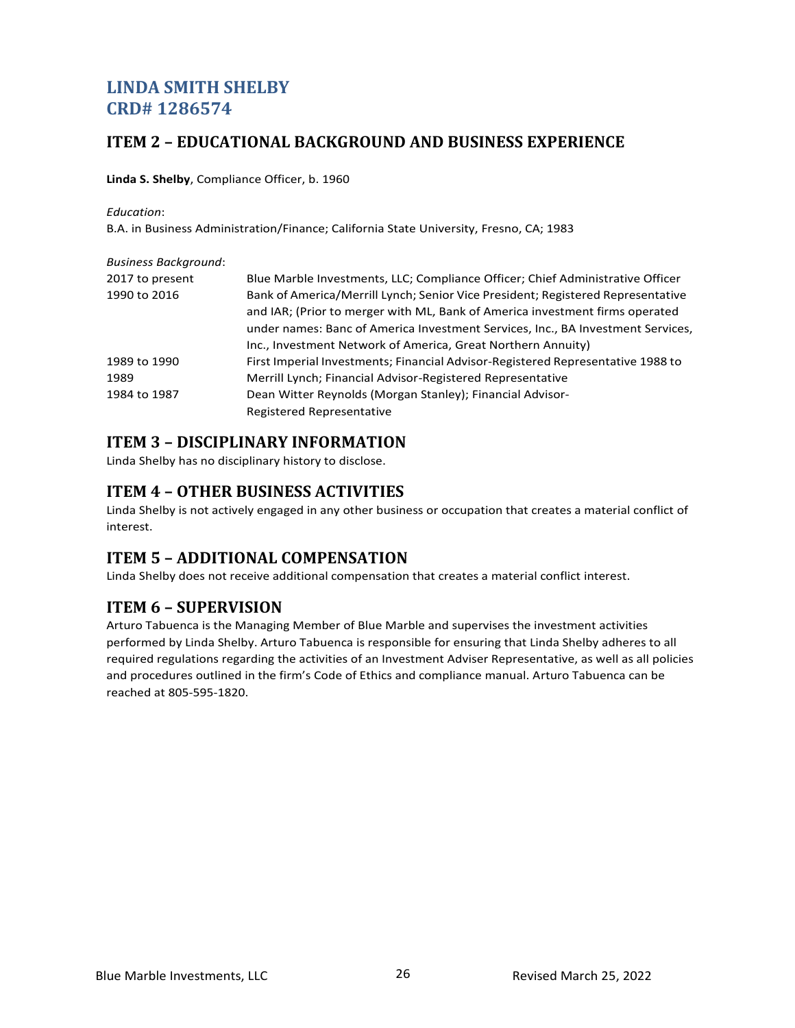# LINDA SMITH SHELBY
# CRD# 1286574

## ITEM 2 – EDUCATIONAL BACKGROUND AND BUSINESS EXPERIENCE

**Linda S. Shelby**, Compliance Officer, b. 1960

*Education*:
B.A. in Business Administration/Finance; California State University, Fresno, CA; 1983

*Business Background*:

| | |
|---|---|
| 2017 to present | Blue Marble Investments, LLC; Compliance Officer; Chief Administrative Officer |
| 1990 to 2016 | Bank of America/Merrill Lynch; Senior Vice President; Registered Representative and IAR; (Prior to merger with ML, Bank of America investment firms operated under names: Banc of America Investment Services, Inc., BA Investment Services, Inc., Investment Network of America, Great Northern Annuity) |
| 1989 to 1990 | First Imperial Investments; Financial Advisor-Registered Representative 1988 to |
| 1989 | Merrill Lynch; Financial Advisor-Registered Representative |
| 1984 to 1987 | Dean Witter Reynolds (Morgan Stanley); Financial Advisor-Registered Representative |

## ITEM 3 – DISCIPLINARY INFORMATION

Linda Shelby has no disciplinary history to disclose.

## ITEM 4 – OTHER BUSINESS ACTIVITIES

Linda Shelby is not actively engaged in any other business or occupation that creates a material conflict of interest.

## ITEM 5 – ADDITIONAL COMPENSATION

Linda Shelby does not receive additional compensation that creates a material conflict interest.

## ITEM 6 – SUPERVISION

Arturo Tabuenca is the Managing Member of Blue Marble and supervises the investment activities performed by Linda Shelby. Arturo Tabuenca is responsible for ensuring that Linda Shelby adheres to all required regulations regarding the activities of an Investment Adviser Representative, as well as all policies and procedures outlined in the firm's Code of Ethics and compliance manual. Arturo Tabuenca can be reached at 805-595-1820.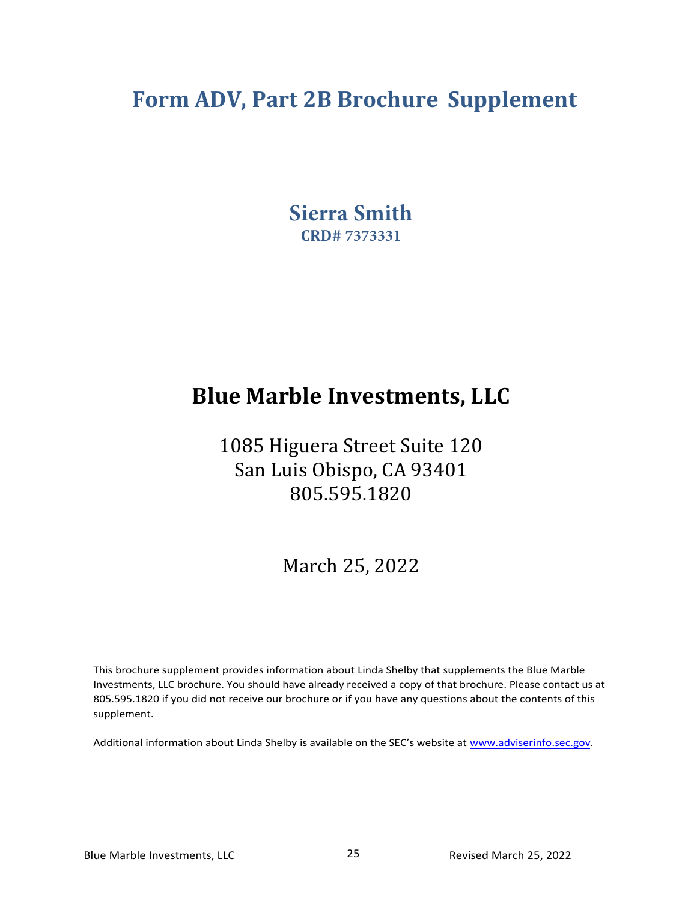# Form ADV, Part 2B Brochure Supplement

## Sierra Smith

**CRD# 7373331**

## Blue Marble Investments, LLC

1085 Higuera Street Suite 120
San Luis Obispo, CA 93401
805.595.1820

March 25, 2022

This brochure supplement provides information about Linda Shelby that supplements the Blue Marble Investments, LLC brochure. You should have already received a copy of that brochure. Please contact us at 805.595.1820 if you did not receive our brochure or if you have any questions about the contents of this supplement.

Additional information about Linda Shelby is available on the SEC's website at www.adviserinfo.sec.gov.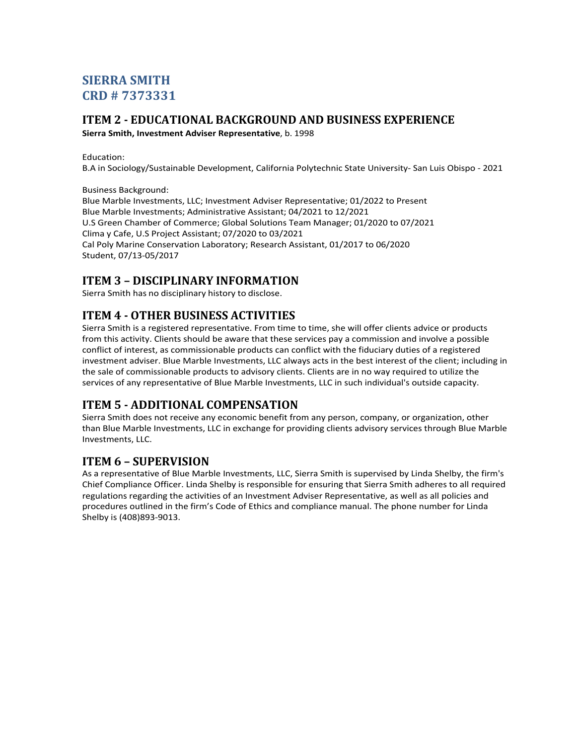# SIERRA SMITH
# CRD # 7373331

## ITEM 2 - EDUCATIONAL BACKGROUND AND BUSINESS EXPERIENCE

**Sierra Smith, Investment Adviser Representative**, b. 1998

Education:
B.A in Sociology/Sustainable Development, California Polytechnic State University- San Luis Obispo - 2021

Business Background:
Blue Marble Investments, LLC; Investment Adviser Representative; 01/2022 to Present
Blue Marble Investments; Administrative Assistant; 04/2021 to 12/2021
U.S Green Chamber of Commerce; Global Solutions Team Manager; 01/2020 to 07/2021
Clima y Cafe, U.S Project Assistant; 07/2020 to 03/2021
Cal Poly Marine Conservation Laboratory; Research Assistant, 01/2017 to 06/2020
Student, 07/13-05/2017

## ITEM 3 – DISCIPLINARY INFORMATION

Sierra Smith has no disciplinary history to disclose.

## ITEM 4 - OTHER BUSINESS ACTIVITIES

Sierra Smith is a registered representative. From time to time, she will offer clients advice or products from this activity. Clients should be aware that these services pay a commission and involve a possible conflict of interest, as commissionable products can conflict with the fiduciary duties of a registered investment adviser. Blue Marble Investments, LLC always acts in the best interest of the client; including in the sale of commissionable products to advisory clients. Clients are in no way required to utilize the services of any representative of Blue Marble Investments, LLC in such individual's outside capacity.

## ITEM 5 - ADDITIONAL COMPENSATION

Sierra Smith does not receive any economic benefit from any person, company, or organization, other than Blue Marble Investments, LLC in exchange for providing clients advisory services through Blue Marble Investments, LLC.

## ITEM 6 – SUPERVISION

As a representative of Blue Marble Investments, LLC, Sierra Smith is supervised by Linda Shelby, the firm's Chief Compliance Officer. Linda Shelby is responsible for ensuring that Sierra Smith adheres to all required regulations regarding the activities of an Investment Adviser Representative, as well as all policies and procedures outlined in the firm's Code of Ethics and compliance manual. The phone number for Linda Shelby is (408)893-9013.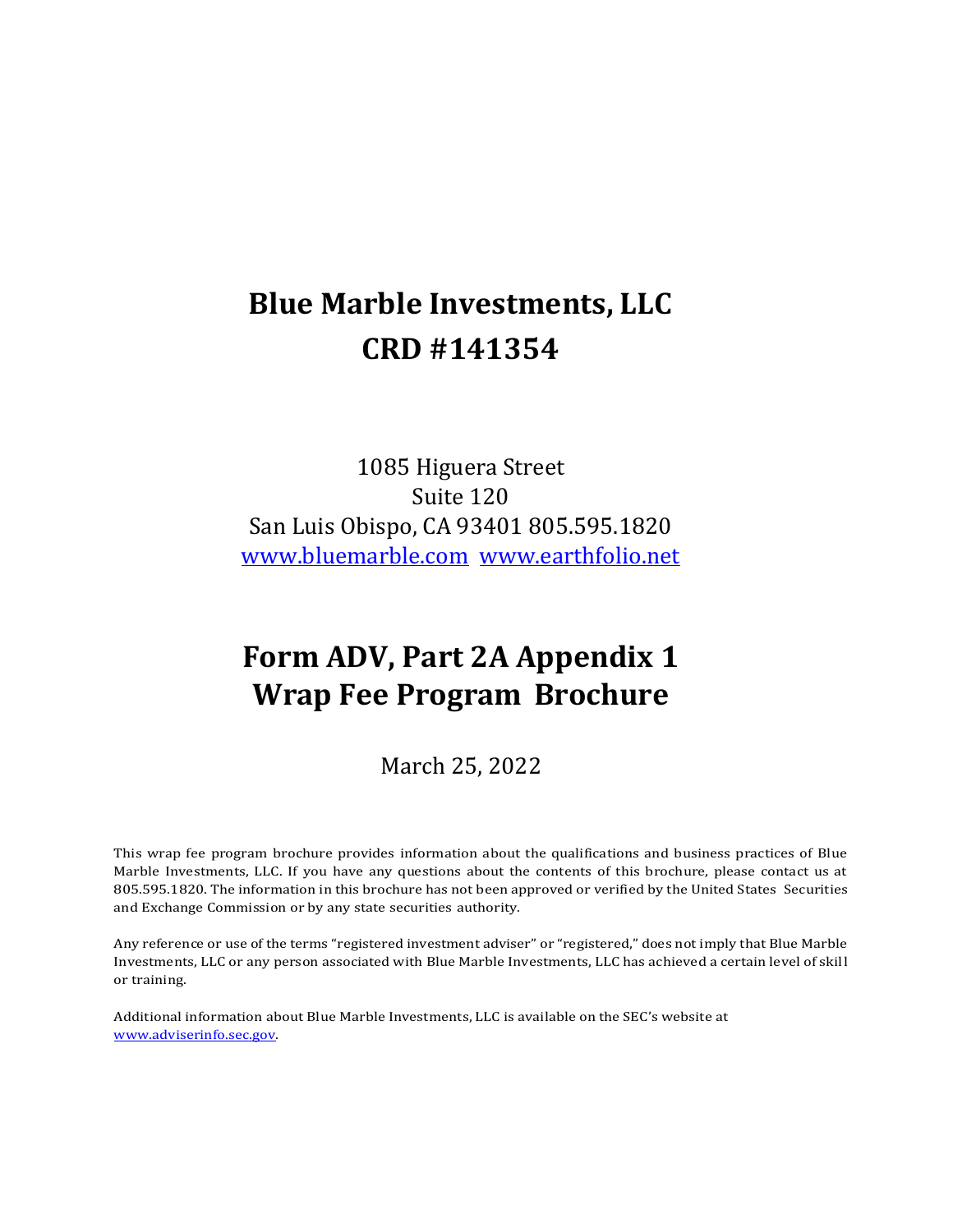# Blue Marble Investments, LLC
# CRD #141354

1085 Higuera Street
Suite 120
San Luis Obispo, CA 93401 805.595.1820
www.bluemarble.com www.earthfolio.net

# Form ADV, Part 2A Appendix 1
# Wrap Fee Program Brochure

March 25, 2022

This wrap fee program brochure provides information about the qualifications and business practices of Blue Marble Investments, LLC. If you have any questions about the contents of this brochure, please contact us at 805.595.1820. The information in this brochure has not been approved or verified by the United States Securities and Exchange Commission or by any state securities authority.

Any reference or use of the terms "registered investment adviser" or "registered," does not imply that Blue Marble Investments, LLC or any person associated with Blue Marble Investments, LLC has achieved a certain level of skill or training.

Additional information about Blue Marble Investments, LLC is available on the SEC's website at www.adviserinfo.sec.gov.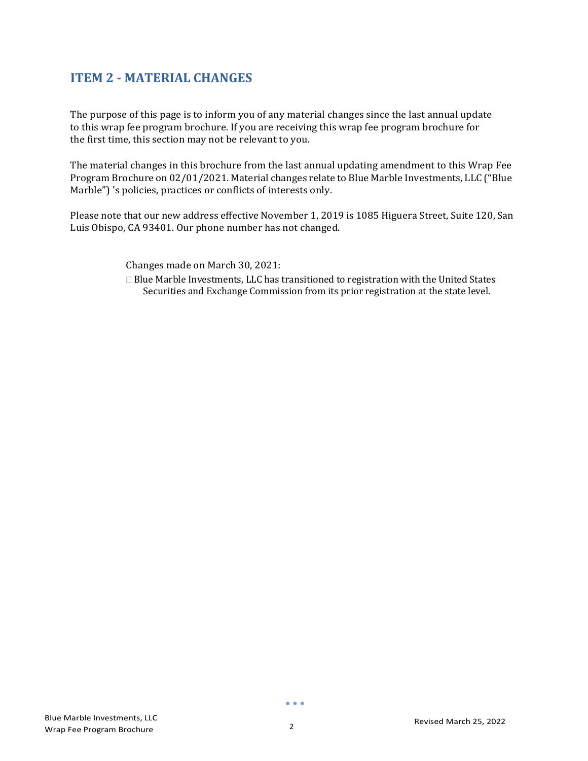## ITEM 2 - MATERIAL CHANGES

The purpose of this page is to inform you of any material changes since the last annual update to this wrap fee program brochure. If you are receiving this wrap fee program brochure for the first time, this section may not be relevant to you.

The material changes in this brochure from the last annual updating amendment to this Wrap Fee Program Brochure on 02/01/2021. Material changes relate to Blue Marble Investments, LLC ("Blue Marble") 's policies, practices or conflicts of interests only.

Please note that our new address effective November 1, 2019 is 1085 Higuera Street, Suite 120, San Luis Obispo, CA 93401. Our phone number has not changed.

Changes made on March 30, 2021:

- Blue Marble Investments, LLC has transitioned to registration with the United States Securities and Exchange Commission from its prior registration at the state level.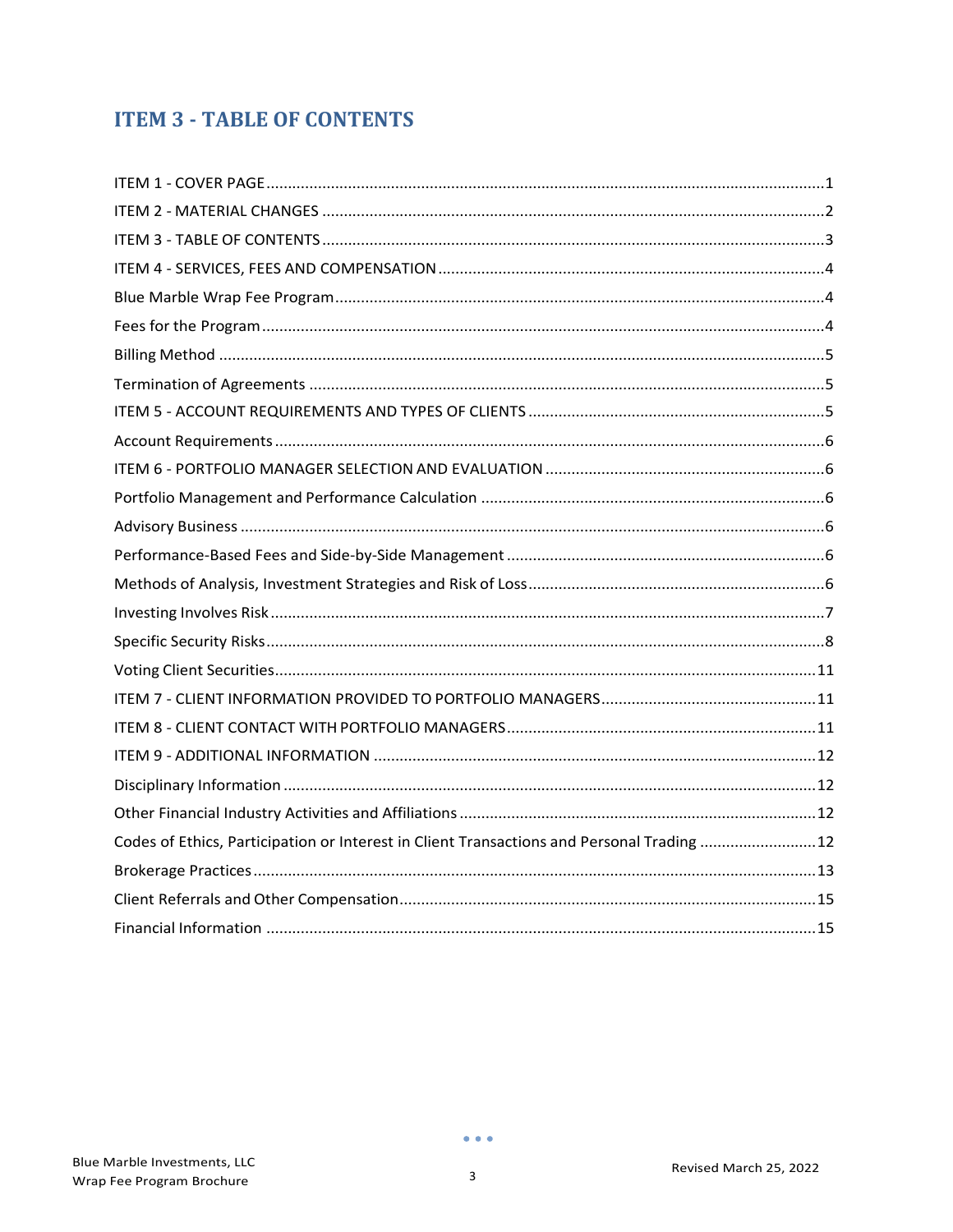# ITEM 3 - TABLE OF CONTENTS

| | |
|---|---|
| ITEM 1 - COVER PAGE | 1 |
| ITEM 2 - MATERIAL CHANGES | 2 |
| ITEM 3 - TABLE OF CONTENTS | 3 |
| ITEM 4 - SERVICES, FEES AND COMPENSATION | 4 |
| Blue Marble Wrap Fee Program | 4 |
| Fees for the Program | 4 |
| Billing Method | 5 |
| Termination of Agreements | 5 |
| ITEM 5 - ACCOUNT REQUIREMENTS AND TYPES OF CLIENTS | 5 |
| Account Requirements | 6 |
| ITEM 6 - PORTFOLIO MANAGER SELECTION AND EVALUATION | 6 |
| Portfolio Management and Performance Calculation | 6 |
| Advisory Business | 6 |
| Performance-Based Fees and Side-by-Side Management | 6 |
| Methods of Analysis, Investment Strategies and Risk of Loss | 6 |
| Investing Involves Risk | 7 |
| Specific Security Risks | 8 |
| Voting Client Securities | 11 |
| ITEM 7 - CLIENT INFORMATION PROVIDED TO PORTFOLIO MANAGERS | 11 |
| ITEM 8 - CLIENT CONTACT WITH PORTFOLIO MANAGERS | 11 |
| ITEM 9 - ADDITIONAL INFORMATION | 12 |
| Disciplinary Information | 12 |
| Other Financial Industry Activities and Affiliations | 12 |
| Codes of Ethics, Participation or Interest in Client Transactions and Personal Trading | 12 |
| Brokerage Practices | 13 |
| Client Referrals and Other Compensation | 15 |
| Financial Information | 15 |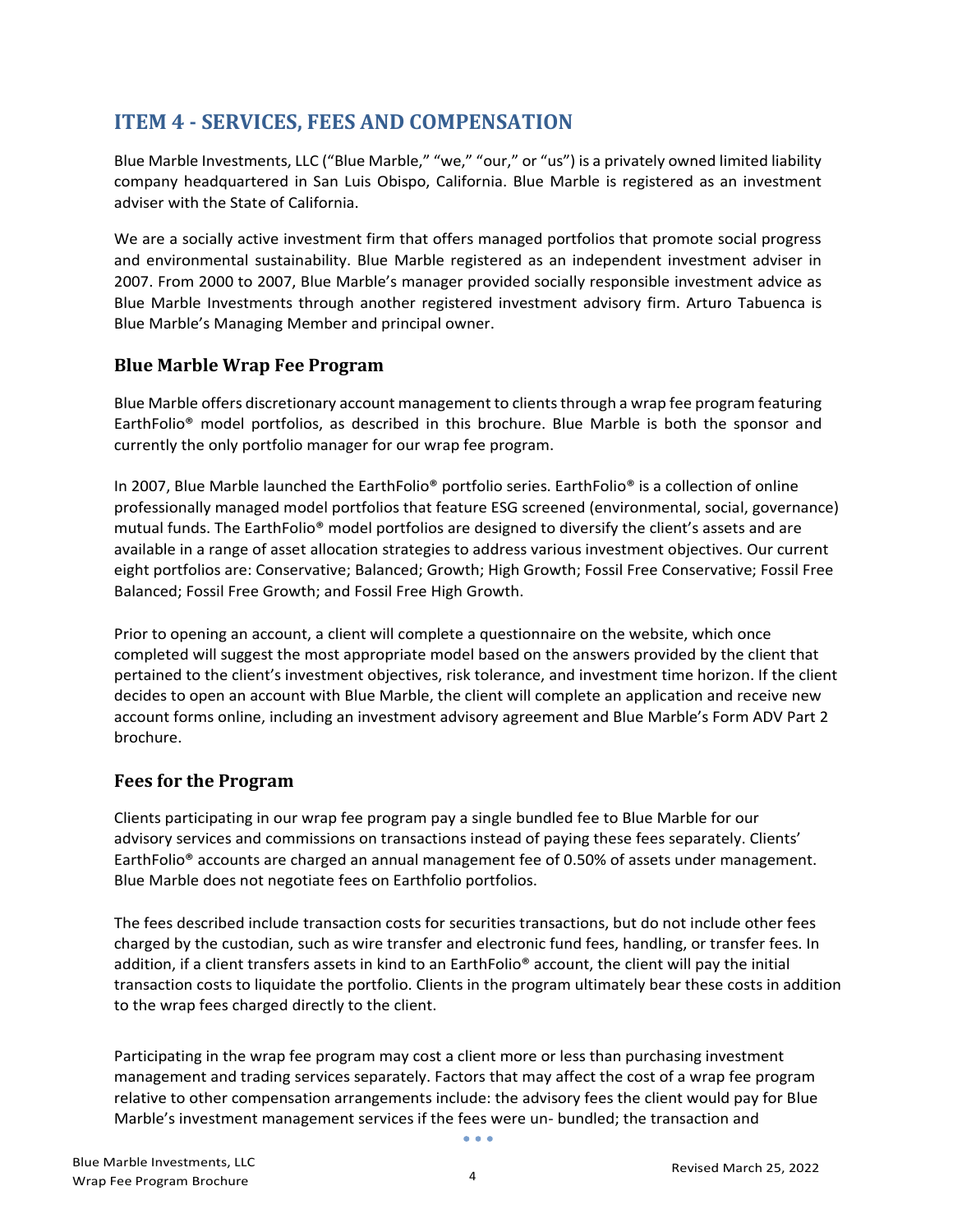# ITEM 4 - SERVICES, FEES AND COMPENSATION

Blue Marble Investments, LLC ("Blue Marble," "we," "our," or "us") is a privately owned limited liability company headquartered in San Luis Obispo, California. Blue Marble is registered as an investment adviser with the State of California.

We are a socially active investment firm that offers managed portfolios that promote social progress and environmental sustainability. Blue Marble registered as an independent investment adviser in 2007. From 2000 to 2007, Blue Marble's manager provided socially responsible investment advice as Blue Marble Investments through another registered investment advisory firm. Arturo Tabuenca is Blue Marble's Managing Member and principal owner.

## Blue Marble Wrap Fee Program

Blue Marble offers discretionary account management to clients through a wrap fee program featuring EarthFolio® model portfolios, as described in this brochure. Blue Marble is both the sponsor and currently the only portfolio manager for our wrap fee program.

In 2007, Blue Marble launched the EarthFolio® portfolio series. EarthFolio® is a collection of online professionally managed model portfolios that feature ESG screened (environmental, social, governance) mutual funds. The EarthFolio® model portfolios are designed to diversify the client's assets and are available in a range of asset allocation strategies to address various investment objectives. Our current eight portfolios are: Conservative; Balanced; Growth; High Growth; Fossil Free Conservative; Fossil Free Balanced; Fossil Free Growth; and Fossil Free High Growth.

Prior to opening an account, a client will complete a questionnaire on the website, which once completed will suggest the most appropriate model based on the answers provided by the client that pertained to the client's investment objectives, risk tolerance, and investment time horizon. If the client decides to open an account with Blue Marble, the client will complete an application and receive new account forms online, including an investment advisory agreement and Blue Marble's Form ADV Part 2 brochure.

## Fees for the Program

Clients participating in our wrap fee program pay a single bundled fee to Blue Marble for our advisory services and commissions on transactions instead of paying these fees separately. Clients' EarthFolio® accounts are charged an annual management fee of 0.50% of assets under management. Blue Marble does not negotiate fees on Earthfolio portfolios.

The fees described include transaction costs for securities transactions, but do not include other fees charged by the custodian, such as wire transfer and electronic fund fees, handling, or transfer fees. In addition, if a client transfers assets in kind to an EarthFolio® account, the client will pay the initial transaction costs to liquidate the portfolio. Clients in the program ultimately bear these costs in addition to the wrap fees charged directly to the client.

Participating in the wrap fee program may cost a client more or less than purchasing investment management and trading services separately. Factors that may affect the cost of a wrap fee program relative to other compensation arrangements include: the advisory fees the client would pay for Blue Marble's investment management services if the fees were un- bundled; the transaction and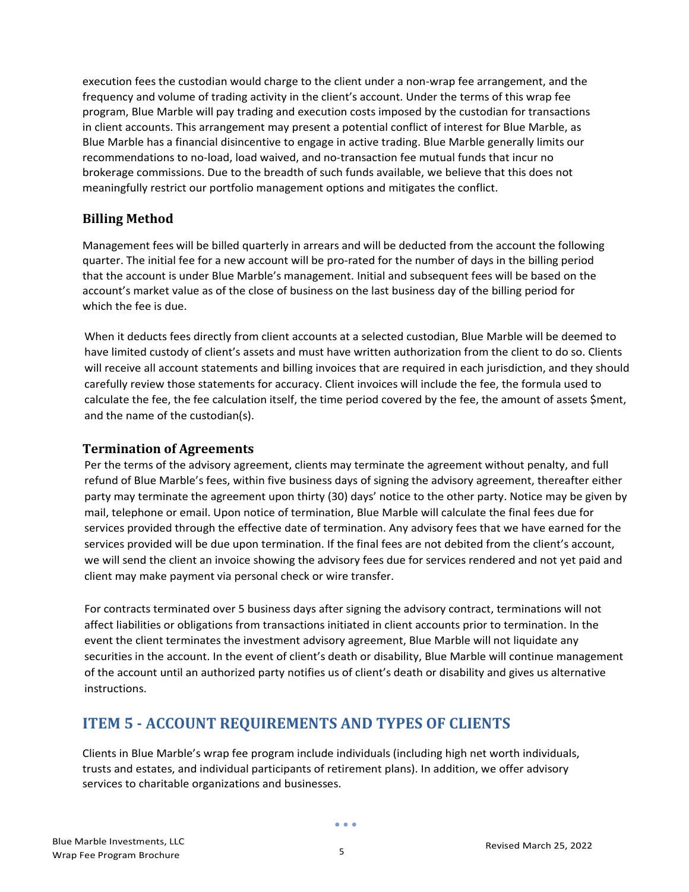execution fees the custodian would charge to the client under a non-wrap fee arrangement, and the frequency and volume of trading activity in the client's account. Under the terms of this wrap fee program, Blue Marble will pay trading and execution costs imposed by the custodian for transactions in client accounts. This arrangement may present a potential conflict of interest for Blue Marble, as Blue Marble has a financial disincentive to engage in active trading. Blue Marble generally limits our recommendations to no-load, load waived, and no-transaction fee mutual funds that incur no brokerage commissions. Due to the breadth of such funds available, we believe that this does not meaningfully restrict our portfolio management options and mitigates the conflict.

### Billing Method

Management fees will be billed quarterly in arrears and will be deducted from the account the following quarter. The initial fee for a new account will be pro-rated for the number of days in the billing period that the account is under Blue Marble's management. Initial and subsequent fees will be based on the account's market value as of the close of business on the last business day of the billing period for which the fee is due.

When it deducts fees directly from client accounts at a selected custodian, Blue Marble will be deemed to have limited custody of client's assets and must have written authorization from the client to do so. Clients will receive all account statements and billing invoices that are required in each jurisdiction, and they should carefully review those statements for accuracy. Client invoices will include the fee, the formula used to calculate the fee, the fee calculation itself, the time period covered by the fee, the amount of assets $ment, and the name of the custodian(s).

### Termination of Agreements

Per the terms of the advisory agreement, clients may terminate the agreement without penalty, and full refund of Blue Marble's fees, within five business days of signing the advisory agreement, thereafter either party may terminate the agreement upon thirty (30) days' notice to the other party. Notice may be given by mail, telephone or email. Upon notice of termination, Blue Marble will calculate the final fees due for services provided through the effective date of termination. Any advisory fees that we have earned for the services provided will be due upon termination. If the final fees are not debited from the client's account, we will send the client an invoice showing the advisory fees due for services rendered and not yet paid and client may make payment via personal check or wire transfer.

For contracts terminated over 5 business days after signing the advisory contract, terminations will not affect liabilities or obligations from transactions initiated in client accounts prior to termination. In the event the client terminates the investment advisory agreement, Blue Marble will not liquidate any securities in the account. In the event of client's death or disability, Blue Marble will continue management of the account until an authorized party notifies us of client's death or disability and gives us alternative instructions.

## ITEM 5 - ACCOUNT REQUIREMENTS AND TYPES OF CLIENTS

Clients in Blue Marble's wrap fee program include individuals (including high net worth individuals, trusts and estates, and individual participants of retirement plans). In addition, we offer advisory services to charitable organizations and businesses.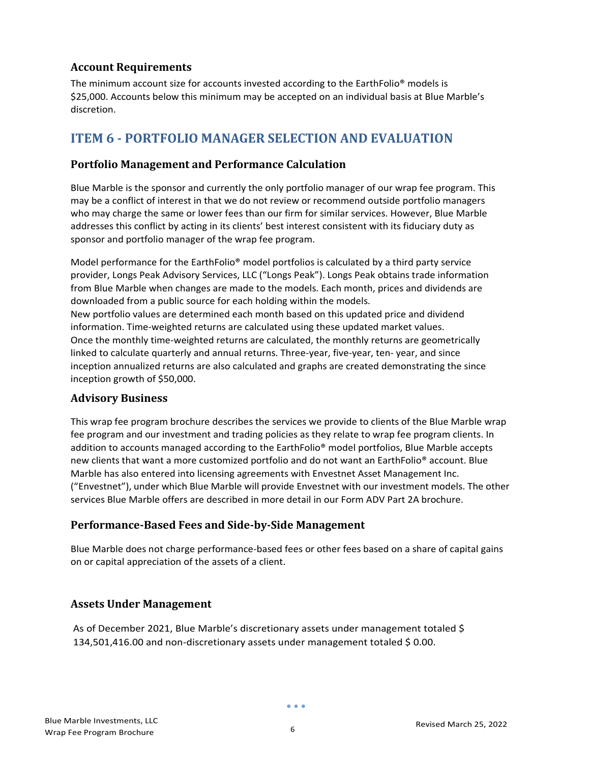### Account Requirements

The minimum account size for accounts invested according to the EarthFolio® models is $25,000. Accounts below this minimum may be accepted on an individual basis at Blue Marble's discretion.

## ITEM 6 - PORTFOLIO MANAGER SELECTION AND EVALUATION

### Portfolio Management and Performance Calculation

Blue Marble is the sponsor and currently the only portfolio manager of our wrap fee program. This may be a conflict of interest in that we do not review or recommend outside portfolio managers who may charge the same or lower fees than our firm for similar services. However, Blue Marble addresses this conflict by acting in its clients' best interest consistent with its fiduciary duty as sponsor and portfolio manager of the wrap fee program.

Model performance for the EarthFolio® model portfolios is calculated by a third party service provider, Longs Peak Advisory Services, LLC ("Longs Peak"). Longs Peak obtains trade information from Blue Marble when changes are made to the models. Each month, prices and dividends are downloaded from a public source for each holding within the models.
New portfolio values are determined each month based on this updated price and dividend information. Time-weighted returns are calculated using these updated market values.
Once the monthly time-weighted returns are calculated, the monthly returns are geometrically linked to calculate quarterly and annual returns. Three-year, five-year, ten- year, and since inception annualized returns are also calculated and graphs are created demonstrating the since inception growth of $50,000.

### Advisory Business

This wrap fee program brochure describes the services we provide to clients of the Blue Marble wrap fee program and our investment and trading policies as they relate to wrap fee program clients. In addition to accounts managed according to the EarthFolio® model portfolios, Blue Marble accepts new clients that want a more customized portfolio and do not want an EarthFolio® account. Blue Marble has also entered into licensing agreements with Envestnet Asset Management Inc. ("Envestnet"), under which Blue Marble will provide Envestnet with our investment models. The other services Blue Marble offers are described in more detail in our Form ADV Part 2A brochure.

### Performance-Based Fees and Side-by-Side Management

Blue Marble does not charge performance-based fees or other fees based on a share of capital gains on or capital appreciation of the assets of a client.

### Assets Under Management

As of December 2021, Blue Marble's discretionary assets under management totaled $ 134,501,416.00 and non-discretionary assets under management totaled $ 0.00.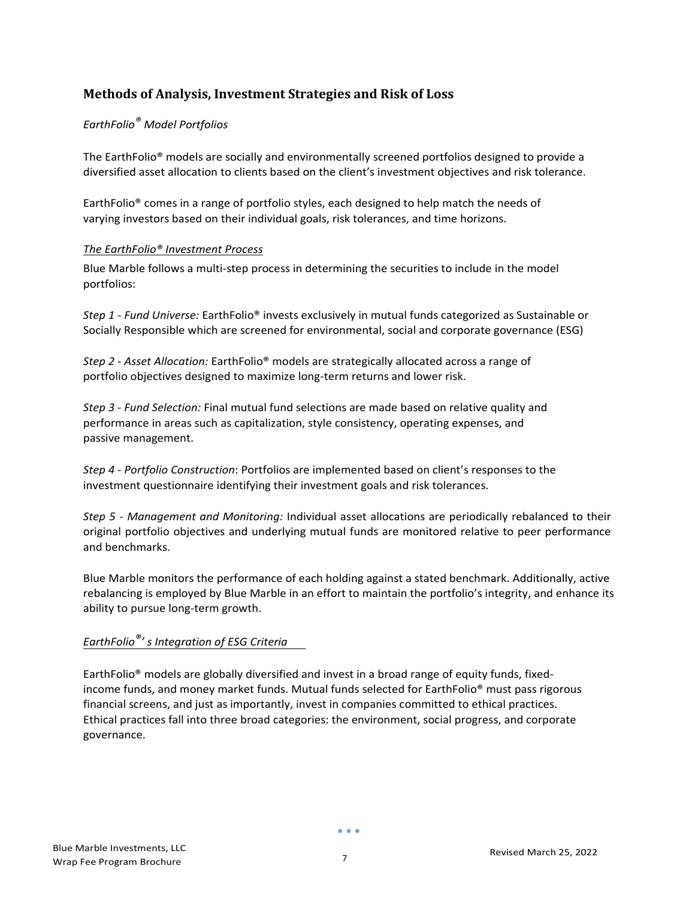## Methods of Analysis, Investment Strategies and Risk of Loss

*EarthFolio® Model Portfolios*

The EarthFolio® models are socially and environmentally screened portfolios designed to provide a diversified asset allocation to clients based on the client's investment objectives and risk tolerance.

EarthFolio® comes in a range of portfolio styles, each designed to help match the needs of varying investors based on their individual goals, risk tolerances, and time horizons.

*The EarthFolio® Investment Process*

Blue Marble follows a multi-step process in determining the securities to include in the model portfolios:

*Step 1 - Fund Universe:* EarthFolio® invests exclusively in mutual funds categorized as Sustainable or Socially Responsible which are screened for environmental, social and corporate governance (ESG)

*Step 2 - Asset Allocation:* EarthFolio® models are strategically allocated across a range of portfolio objectives designed to maximize long-term returns and lower risk.

*Step 3 - Fund Selection:* Final mutual fund selections are made based on relative quality and performance in areas such as capitalization, style consistency, operating expenses, and passive management.

*Step 4 - Portfolio Construction*: Portfolios are implemented based on client's responses to the investment questionnaire identifying their investment goals and risk tolerances.

*Step 5 - Management and Monitoring:* Individual asset allocations are periodically rebalanced to their original portfolio objectives and underlying mutual funds are monitored relative to peer performance and benchmarks.

Blue Marble monitors the performance of each holding against a stated benchmark. Additionally, active rebalancing is employed by Blue Marble in an effort to maintain the portfolio's integrity, and enhance its ability to pursue long-term growth.

*EarthFolio®'s Integration of ESG Criteria*

EarthFolio® models are globally diversified and invest in a broad range of equity funds, fixed-income funds, and money market funds. Mutual funds selected for EarthFolio® must pass rigorous financial screens, and just as importantly, invest in companies committed to ethical practices. Ethical practices fall into three broad categories: the environment, social progress, and corporate governance.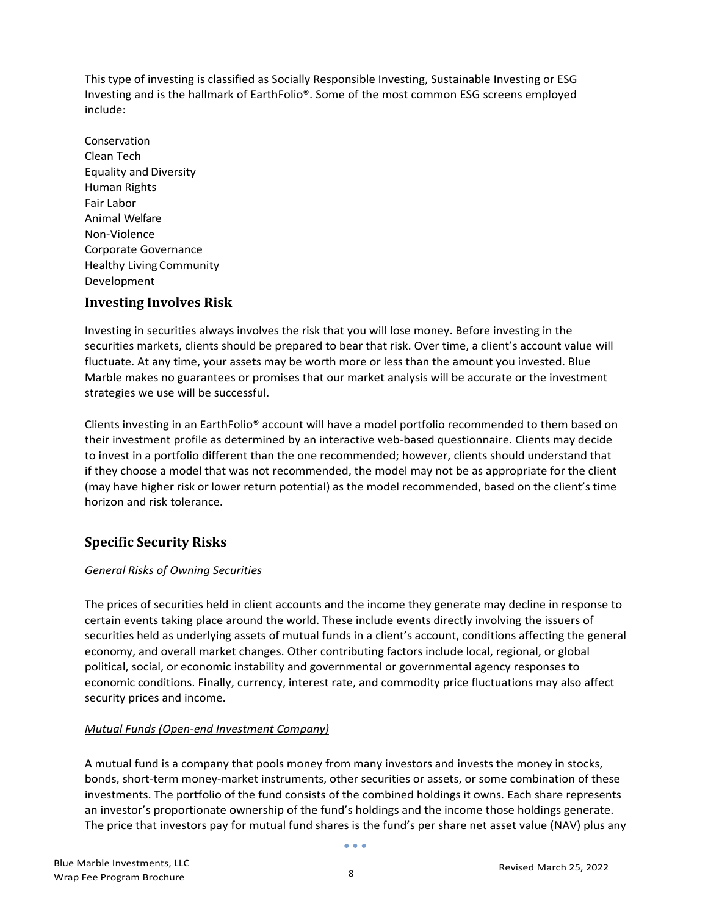This type of investing is classified as Socially Responsible Investing, Sustainable Investing or ESG Investing and is the hallmark of EarthFolio®. Some of the most common ESG screens employed include:

Conservation
Clean Tech
Equality and Diversity
Human Rights
Fair Labor
Animal Welfare
Non-Violence
Corporate Governance
Healthy Living Community
Development

## Investing Involves Risk

Investing in securities always involves the risk that you will lose money. Before investing in the securities markets, clients should be prepared to bear that risk. Over time, a client's account value will fluctuate. At any time, your assets may be worth more or less than the amount you invested. Blue Marble makes no guarantees or promises that our market analysis will be accurate or the investment strategies we use will be successful.

Clients investing in an EarthFolio® account will have a model portfolio recommended to them based on their investment profile as determined by an interactive web-based questionnaire. Clients may decide to invest in a portfolio different than the one recommended; however, clients should understand that if they choose a model that was not recommended, the model may not be as appropriate for the client (may have higher risk or lower return potential) as the model recommended, based on the client's time horizon and risk tolerance.

## Specific Security Risks

*General Risks of Owning Securities*

The prices of securities held in client accounts and the income they generate may decline in response to certain events taking place around the world. These include events directly involving the issuers of securities held as underlying assets of mutual funds in a client's account, conditions affecting the general economy, and overall market changes. Other contributing factors include local, regional, or global political, social, or economic instability and governmental or governmental agency responses to economic conditions. Finally, currency, interest rate, and commodity price fluctuations may also affect security prices and income.

*Mutual Funds (Open-end Investment Company)*

A mutual fund is a company that pools money from many investors and invests the money in stocks, bonds, short-term money-market instruments, other securities or assets, or some combination of these investments. The portfolio of the fund consists of the combined holdings it owns. Each share represents an investor's proportionate ownership of the fund's holdings and the income those holdings generate. The price that investors pay for mutual fund shares is the fund's per share net asset value (NAV) plus any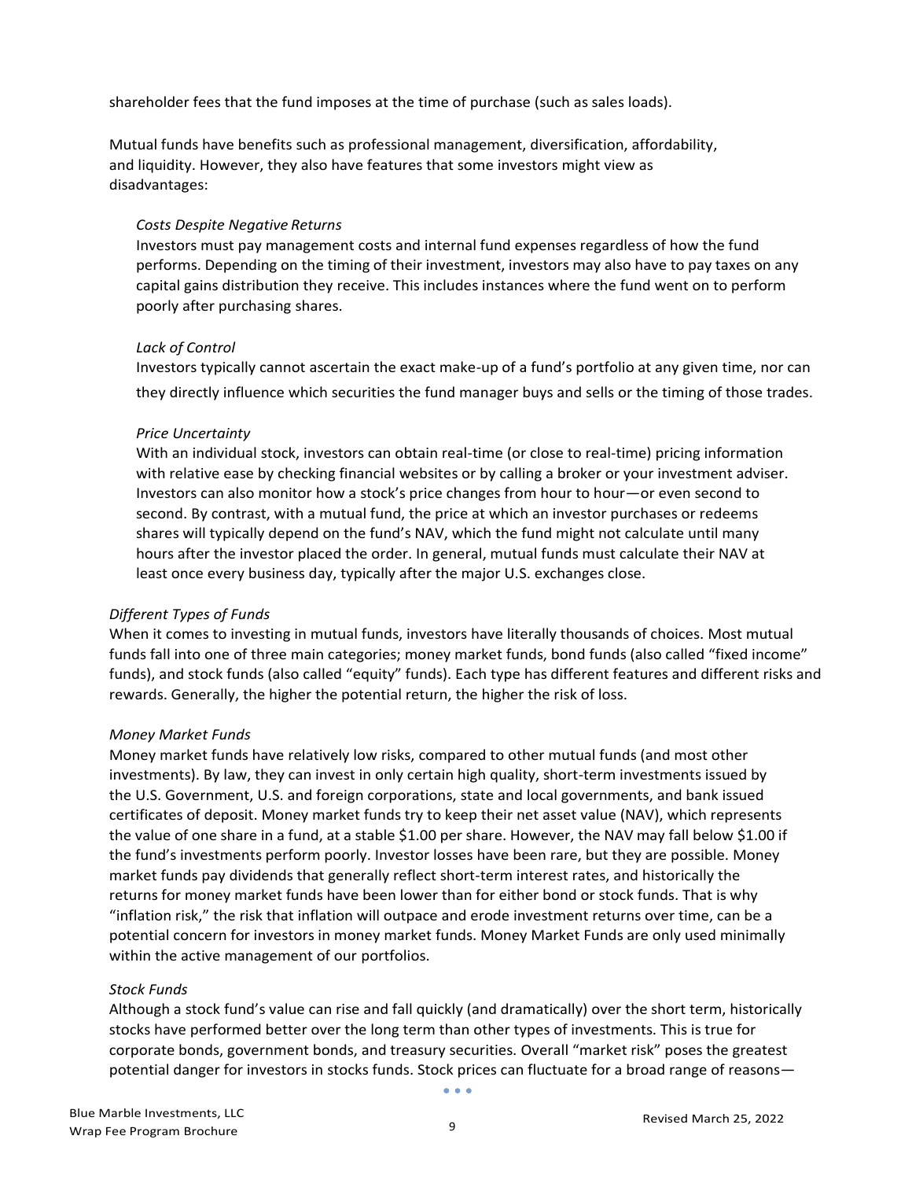shareholder fees that the fund imposes at the time of purchase (such as sales loads).

Mutual funds have benefits such as professional management, diversification, affordability, and liquidity. However, they also have features that some investors might view as disadvantages:

*Costs Despite Negative Returns*
Investors must pay management costs and internal fund expenses regardless of how the fund performs. Depending on the timing of their investment, investors may also have to pay taxes on any capital gains distribution they receive. This includes instances where the fund went on to perform poorly after purchasing shares.

*Lack of Control*
Investors typically cannot ascertain the exact make-up of a fund's portfolio at any given time, nor can they directly influence which securities the fund manager buys and sells or the timing of those trades.

*Price Uncertainty*
With an individual stock, investors can obtain real-time (or close to real-time) pricing information with relative ease by checking financial websites or by calling a broker or your investment adviser. Investors can also monitor how a stock's price changes from hour to hour—or even second to second. By contrast, with a mutual fund, the price at which an investor purchases or redeems shares will typically depend on the fund's NAV, which the fund might not calculate until many hours after the investor placed the order. In general, mutual funds must calculate their NAV at least once every business day, typically after the major U.S. exchanges close.

*Different Types of Funds*
When it comes to investing in mutual funds, investors have literally thousands of choices. Most mutual funds fall into one of three main categories; money market funds, bond funds (also called "fixed income" funds), and stock funds (also called "equity" funds). Each type has different features and different risks and rewards. Generally, the higher the potential return, the higher the risk of loss.

*Money Market Funds*
Money market funds have relatively low risks, compared to other mutual funds (and most other investments). By law, they can invest in only certain high quality, short-term investments issued by the U.S. Government, U.S. and foreign corporations, state and local governments, and bank issued certificates of deposit. Money market funds try to keep their net asset value (NAV), which represents the value of one share in a fund, at a stable $1.00 per share. However, the NAV may fall below $1.00 if the fund's investments perform poorly. Investor losses have been rare, but they are possible. Money market funds pay dividends that generally reflect short-term interest rates, and historically the returns for money market funds have been lower than for either bond or stock funds. That is why "inflation risk," the risk that inflation will outpace and erode investment returns over time, can be a potential concern for investors in money market funds. Money Market Funds are only used minimally within the active management of our portfolios.

*Stock Funds*
Although a stock fund's value can rise and fall quickly (and dramatically) over the short term, historically stocks have performed better over the long term than other types of investments. This is true for corporate bonds, government bonds, and treasury securities. Overall "market risk" poses the greatest potential danger for investors in stocks funds. Stock prices can fluctuate for a broad range of reasons—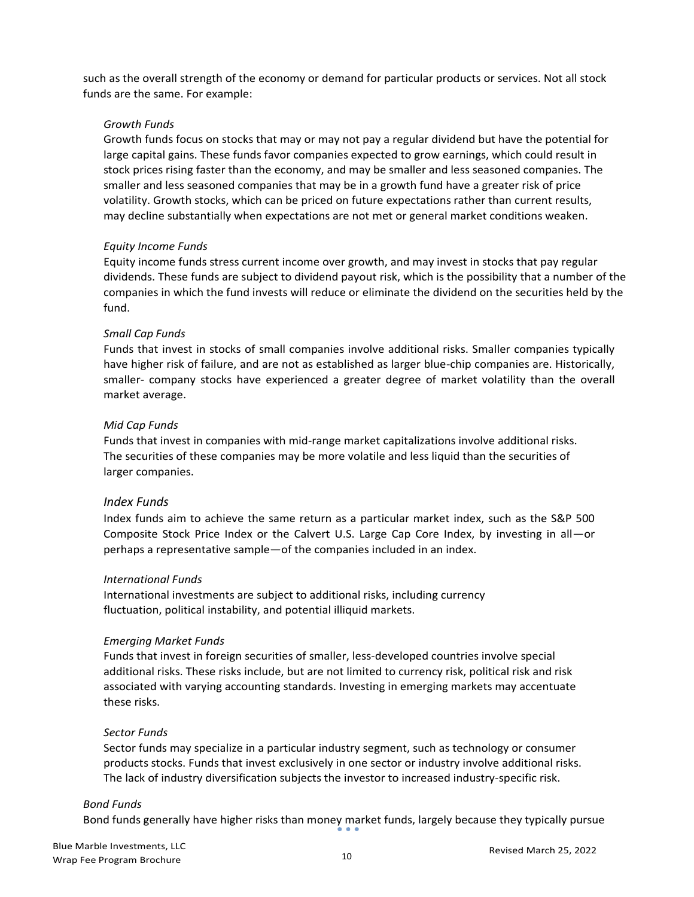such as the overall strength of the economy or demand for particular products or services. Not all stock funds are the same. For example:

*Growth Funds*

Growth funds focus on stocks that may or may not pay a regular dividend but have the potential for large capital gains. These funds favor companies expected to grow earnings, which could result in stock prices rising faster than the economy, and may be smaller and less seasoned companies. The smaller and less seasoned companies that may be in a growth fund have a greater risk of price volatility. Growth stocks, which can be priced on future expectations rather than current results, may decline substantially when expectations are not met or general market conditions weaken.

*Equity Income Funds*

Equity income funds stress current income over growth, and may invest in stocks that pay regular dividends. These funds are subject to dividend payout risk, which is the possibility that a number of the companies in which the fund invests will reduce or eliminate the dividend on the securities held by the fund.

*Small Cap Funds*

Funds that invest in stocks of small companies involve additional risks. Smaller companies typically have higher risk of failure, and are not as established as larger blue-chip companies are. Historically, smaller- company stocks have experienced a greater degree of market volatility than the overall market average.

*Mid Cap Funds*

Funds that invest in companies with mid-range market capitalizations involve additional risks. The securities of these companies may be more volatile and less liquid than the securities of larger companies.

*Index Funds*

Index funds aim to achieve the same return as a particular market index, such as the S&P 500 Composite Stock Price Index or the Calvert U.S. Large Cap Core Index, by investing in all—or perhaps a representative sample—of the companies included in an index.

*International Funds*

International investments are subject to additional risks, including currency fluctuation, political instability, and potential illiquid markets.

*Emerging Market Funds*

Funds that invest in foreign securities of smaller, less-developed countries involve special additional risks. These risks include, but are not limited to currency risk, political risk and risk associated with varying accounting standards. Investing in emerging markets may accentuate these risks.

*Sector Funds*

Sector funds may specialize in a particular industry segment, such as technology or consumer products stocks. Funds that invest exclusively in one sector or industry involve additional risks. The lack of industry diversification subjects the investor to increased industry-specific risk.

*Bond Funds*

Bond funds generally have higher risks than money market funds, largely because they typically pursue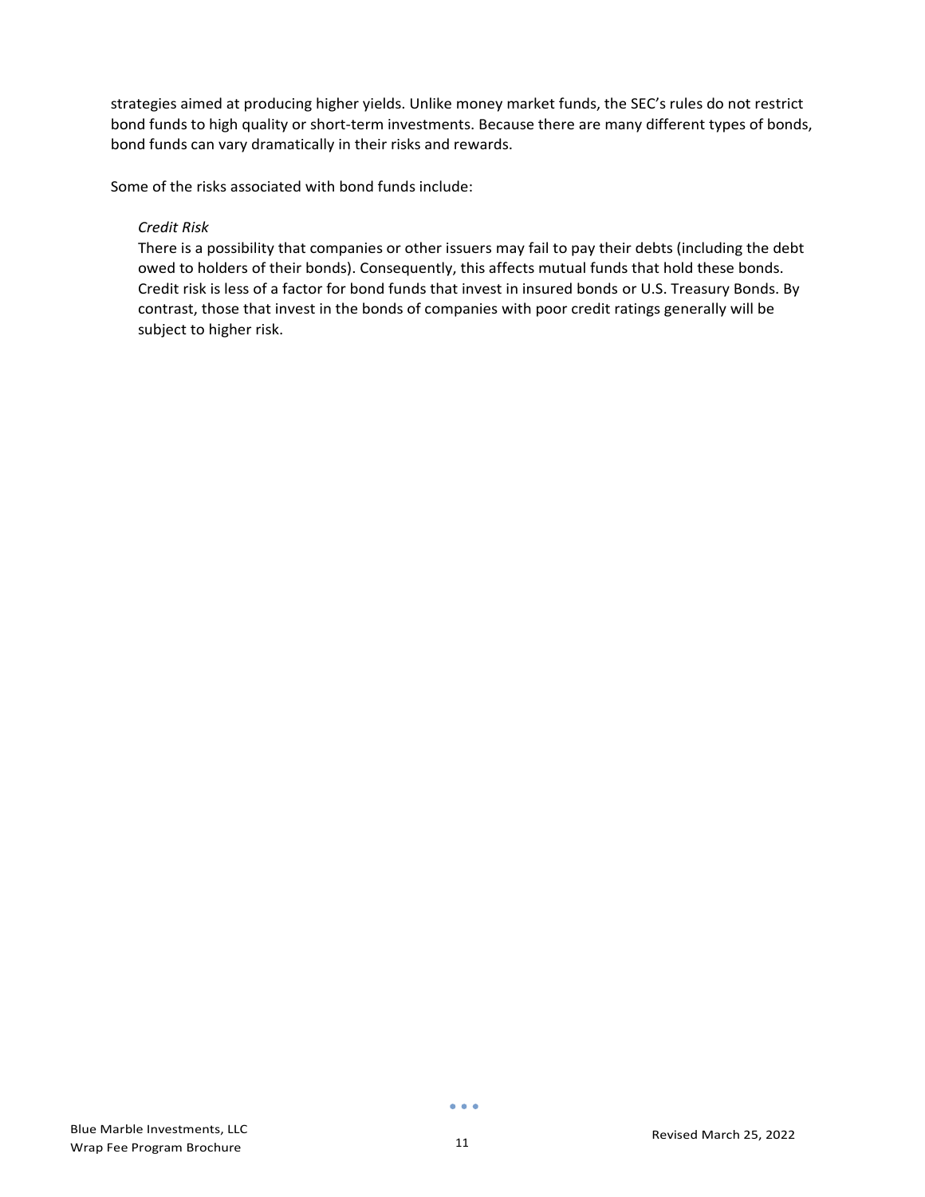strategies aimed at producing higher yields. Unlike money market funds, the SEC's rules do not restrict bond funds to high quality or short-term investments. Because there are many different types of bonds, bond funds can vary dramatically in their risks and rewards.

Some of the risks associated with bond funds include:

*Credit Risk*

There is a possibility that companies or other issuers may fail to pay their debts (including the debt owed to holders of their bonds). Consequently, this affects mutual funds that hold these bonds. Credit risk is less of a factor for bond funds that invest in insured bonds or U.S. Treasury Bonds. By contrast, those that invest in the bonds of companies with poor credit ratings generally will be subject to higher risk.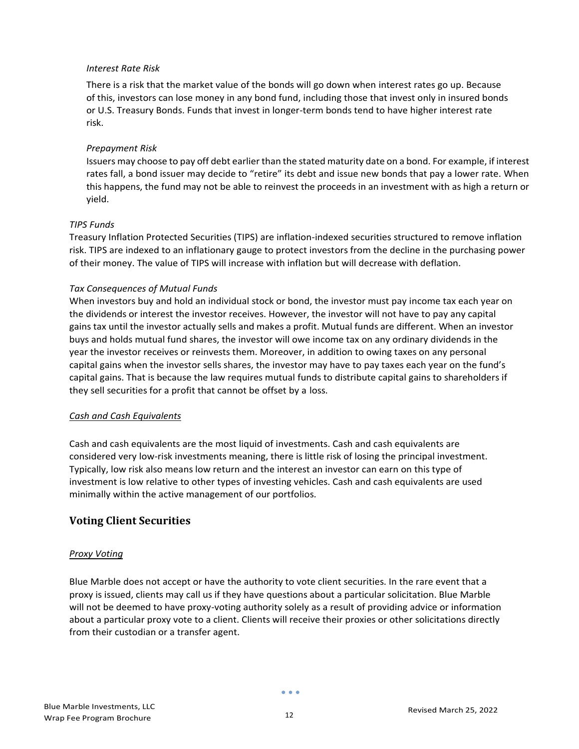*Interest Rate Risk*

There is a risk that the market value of the bonds will go down when interest rates go up. Because of this, investors can lose money in any bond fund, including those that invest only in insured bonds or U.S. Treasury Bonds. Funds that invest in longer-term bonds tend to have higher interest rate risk.

*Prepayment Risk*

Issuers may choose to pay off debt earlier than the stated maturity date on a bond. For example, if interest rates fall, a bond issuer may decide to "retire" its debt and issue new bonds that pay a lower rate. When this happens, the fund may not be able to reinvest the proceeds in an investment with as high a return or yield.

*TIPS Funds*

Treasury Inflation Protected Securities (TIPS) are inflation-indexed securities structured to remove inflation risk. TIPS are indexed to an inflationary gauge to protect investors from the decline in the purchasing power of their money. The value of TIPS will increase with inflation but will decrease with deflation.

*Tax Consequences of Mutual Funds*

When investors buy and hold an individual stock or bond, the investor must pay income tax each year on the dividends or interest the investor receives. However, the investor will not have to pay any capital gains tax until the investor actually sells and makes a profit. Mutual funds are different. When an investor buys and holds mutual fund shares, the investor will owe income tax on any ordinary dividends in the year the investor receives or reinvests them. Moreover, in addition to owing taxes on any personal capital gains when the investor sells shares, the investor may have to pay taxes each year on the fund's capital gains. That is because the law requires mutual funds to distribute capital gains to shareholders if they sell securities for a profit that cannot be offset by a loss.

*Cash and Cash Equivalents*

Cash and cash equivalents are the most liquid of investments. Cash and cash equivalents are considered very low-risk investments meaning, there is little risk of losing the principal investment. Typically, low risk also means low return and the interest an investor can earn on this type of investment is low relative to other types of investing vehicles. Cash and cash equivalents are used minimally within the active management of our portfolios.

## Voting Client Securities

*Proxy Voting*

Blue Marble does not accept or have the authority to vote client securities. In the rare event that a proxy is issued, clients may call us if they have questions about a particular solicitation. Blue Marble will not be deemed to have proxy-voting authority solely as a result of providing advice or information about a particular proxy vote to a client. Clients will receive their proxies or other solicitations directly from their custodian or a transfer agent.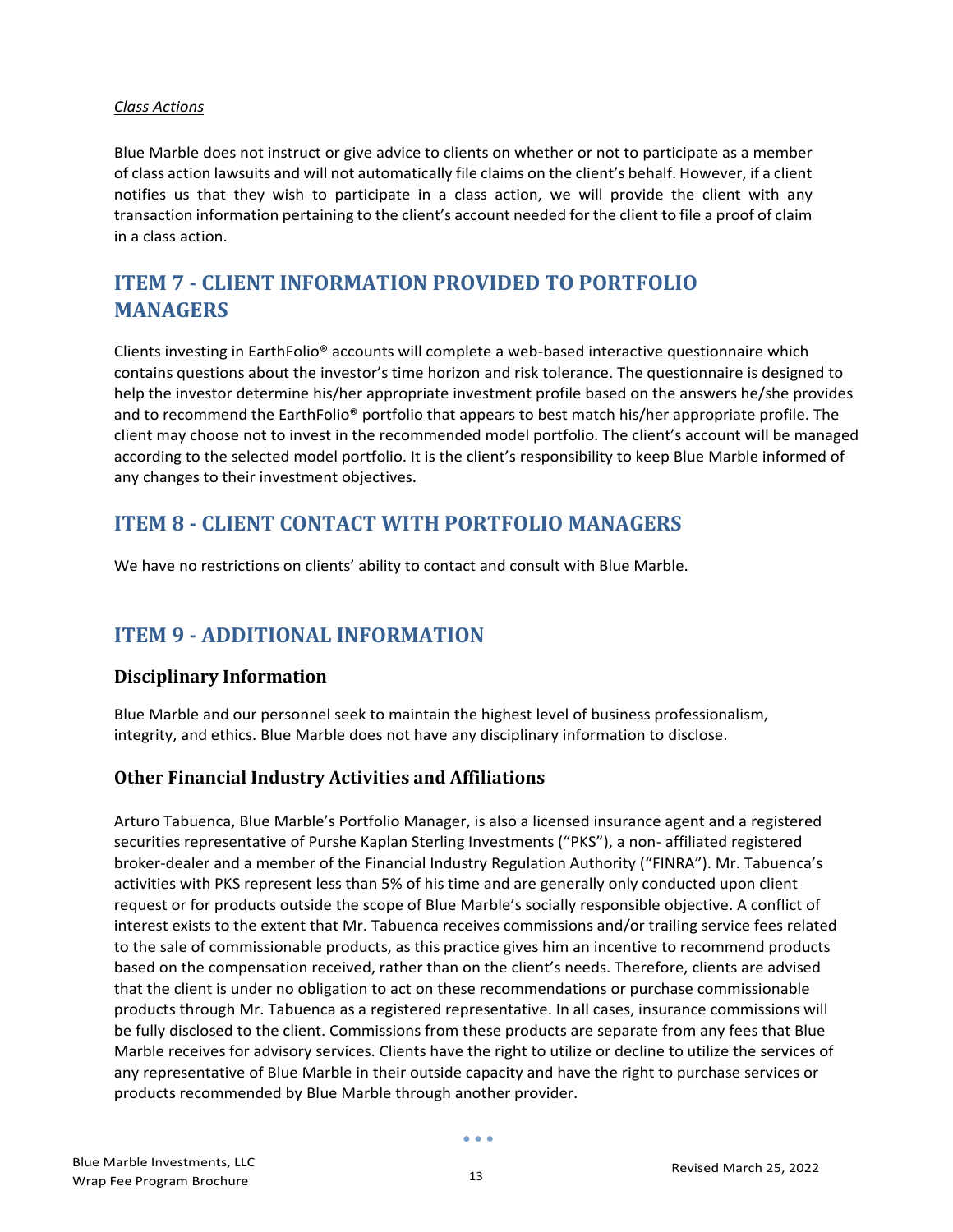*Class Actions*

Blue Marble does not instruct or give advice to clients on whether or not to participate as a member of class action lawsuits and will not automatically file claims on the client's behalf. However, if a client notifies us that they wish to participate in a class action, we will provide the client with any transaction information pertaining to the client's account needed for the client to file a proof of claim in a class action.

## ITEM 7 - CLIENT INFORMATION PROVIDED TO PORTFOLIO MANAGERS

Clients investing in EarthFolio® accounts will complete a web-based interactive questionnaire which contains questions about the investor's time horizon and risk tolerance. The questionnaire is designed to help the investor determine his/her appropriate investment profile based on the answers he/she provides and to recommend the EarthFolio® portfolio that appears to best match his/her appropriate profile. The client may choose not to invest in the recommended model portfolio. The client's account will be managed according to the selected model portfolio. It is the client's responsibility to keep Blue Marble informed of any changes to their investment objectives.

## ITEM 8 - CLIENT CONTACT WITH PORTFOLIO MANAGERS

We have no restrictions on clients' ability to contact and consult with Blue Marble.

## ITEM 9 - ADDITIONAL INFORMATION

### Disciplinary Information

Blue Marble and our personnel seek to maintain the highest level of business professionalism, integrity, and ethics. Blue Marble does not have any disciplinary information to disclose.

### Other Financial Industry Activities and Affiliations

Arturo Tabuenca, Blue Marble's Portfolio Manager, is also a licensed insurance agent and a registered securities representative of Purshe Kaplan Sterling Investments ("PKS"), a non- affiliated registered broker-dealer and a member of the Financial Industry Regulation Authority ("FINRA"). Mr. Tabuenca's activities with PKS represent less than 5% of his time and are generally only conducted upon client request or for products outside the scope of Blue Marble's socially responsible objective. A conflict of interest exists to the extent that Mr. Tabuenca receives commissions and/or trailing service fees related to the sale of commissionable products, as this practice gives him an incentive to recommend products based on the compensation received, rather than on the client's needs. Therefore, clients are advised that the client is under no obligation to act on these recommendations or purchase commissionable products through Mr. Tabuenca as a registered representative. In all cases, insurance commissions will be fully disclosed to the client. Commissions from these products are separate from any fees that Blue Marble receives for advisory services. Clients have the right to utilize or decline to utilize the services of any representative of Blue Marble in their outside capacity and have the right to purchase services or products recommended by Blue Marble through another provider.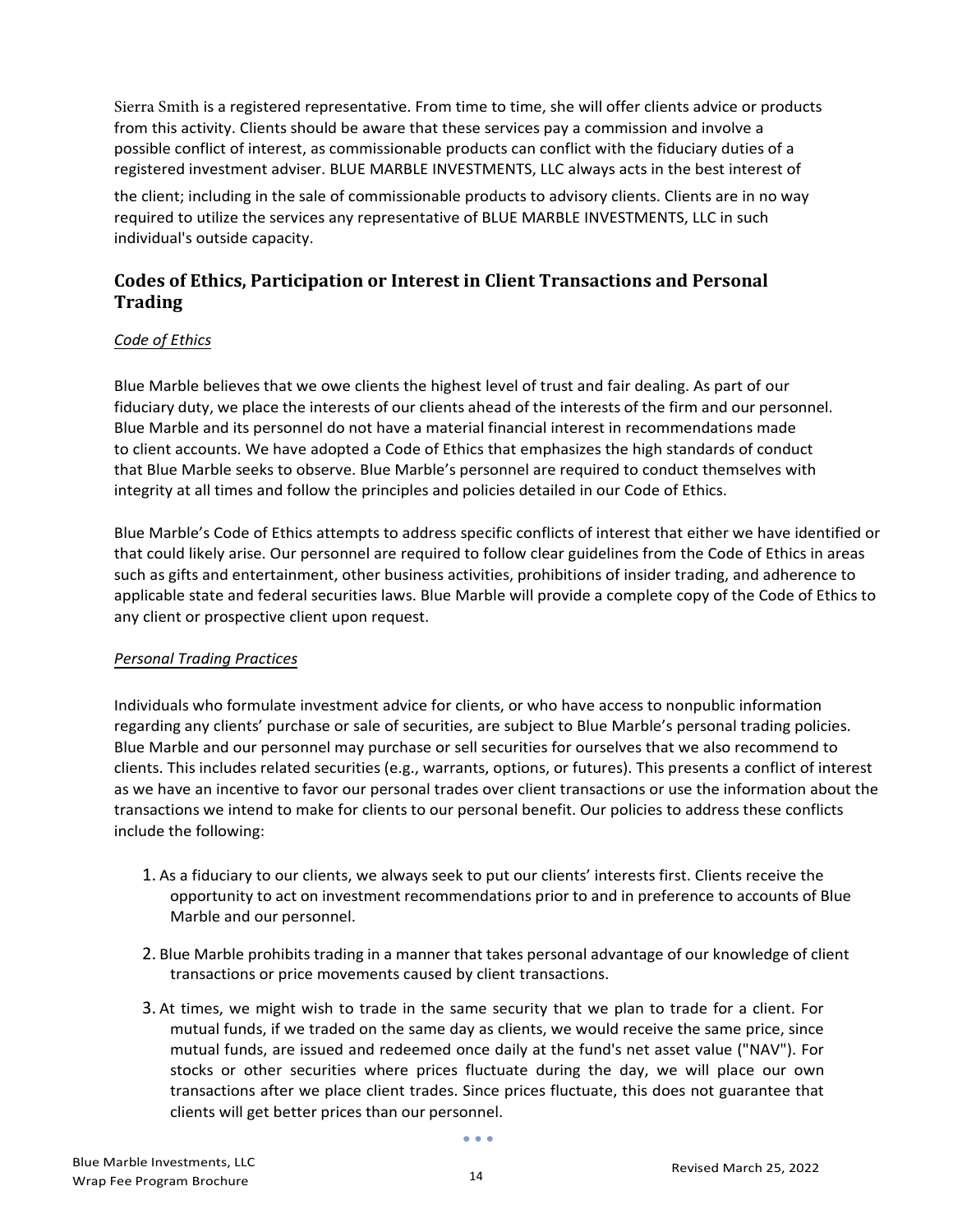Sierra Smith is a registered representative. From time to time, she will offer clients advice or products from this activity. Clients should be aware that these services pay a commission and involve a possible conflict of interest, as commissionable products can conflict with the fiduciary duties of a registered investment adviser. BLUE MARBLE INVESTMENTS, LLC always acts in the best interest of the client; including in the sale of commissionable products to advisory clients. Clients are in no way required to utilize the services any representative of BLUE MARBLE INVESTMENTS, LLC in such individual's outside capacity.

## Codes of Ethics, Participation or Interest in Client Transactions and Personal Trading

*Code of Ethics*

Blue Marble believes that we owe clients the highest level of trust and fair dealing. As part of our fiduciary duty, we place the interests of our clients ahead of the interests of the firm and our personnel. Blue Marble and its personnel do not have a material financial interest in recommendations made to client accounts. We have adopted a Code of Ethics that emphasizes the high standards of conduct that Blue Marble seeks to observe. Blue Marble's personnel are required to conduct themselves with integrity at all times and follow the principles and policies detailed in our Code of Ethics.

Blue Marble's Code of Ethics attempts to address specific conflicts of interest that either we have identified or that could likely arise. Our personnel are required to follow clear guidelines from the Code of Ethics in areas such as gifts and entertainment, other business activities, prohibitions of insider trading, and adherence to applicable state and federal securities laws. Blue Marble will provide a complete copy of the Code of Ethics to any client or prospective client upon request.

*Personal Trading Practices*

Individuals who formulate investment advice for clients, or who have access to nonpublic information regarding any clients' purchase or sale of securities, are subject to Blue Marble's personal trading policies. Blue Marble and our personnel may purchase or sell securities for ourselves that we also recommend to clients. This includes related securities (e.g., warrants, options, or futures). This presents a conflict of interest as we have an incentive to favor our personal trades over client transactions or use the information about the transactions we intend to make for clients to our personal benefit. Our policies to address these conflicts include the following:

1. As a fiduciary to our clients, we always seek to put our clients' interests first. Clients receive the opportunity to act on investment recommendations prior to and in preference to accounts of Blue Marble and our personnel.

2. Blue Marble prohibits trading in a manner that takes personal advantage of our knowledge of client transactions or price movements caused by client transactions.

3. At times, we might wish to trade in the same security that we plan to trade for a client. For mutual funds, if we traded on the same day as clients, we would receive the same price, since mutual funds, are issued and redeemed once daily at the fund's net asset value ("NAV"). For stocks or other securities where prices fluctuate during the day, we will place our own transactions after we place client trades. Since prices fluctuate, this does not guarantee that clients will get better prices than our personnel.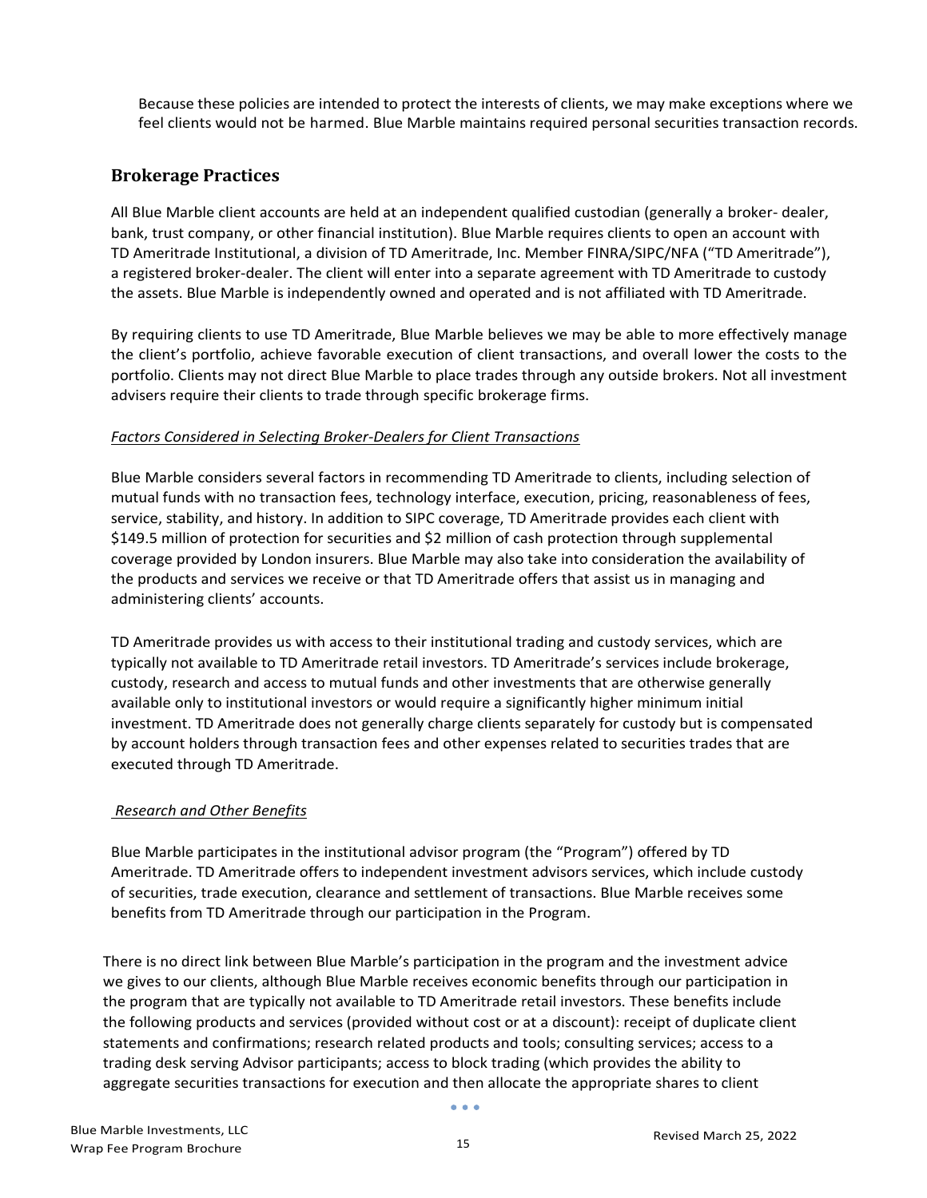Because these policies are intended to protect the interests of clients, we may make exceptions where we feel clients would not be harmed. Blue Marble maintains required personal securities transaction records.

## Brokerage Practices

All Blue Marble client accounts are held at an independent qualified custodian (generally a broker- dealer, bank, trust company, or other financial institution). Blue Marble requires clients to open an account with TD Ameritrade Institutional, a division of TD Ameritrade, Inc. Member FINRA/SIPC/NFA ("TD Ameritrade"), a registered broker-dealer. The client will enter into a separate agreement with TD Ameritrade to custody the assets. Blue Marble is independently owned and operated and is not affiliated with TD Ameritrade.

By requiring clients to use TD Ameritrade, Blue Marble believes we may be able to more effectively manage the client's portfolio, achieve favorable execution of client transactions, and overall lower the costs to the portfolio. Clients may not direct Blue Marble to place trades through any outside brokers. Not all investment advisers require their clients to trade through specific brokerage firms.

*Factors Considered in Selecting Broker-Dealers for Client Transactions*

Blue Marble considers several factors in recommending TD Ameritrade to clients, including selection of mutual funds with no transaction fees, technology interface, execution, pricing, reasonableness of fees, service, stability, and history. In addition to SIPC coverage, TD Ameritrade provides each client with $149.5 million of protection for securities and $2 million of cash protection through supplemental coverage provided by London insurers. Blue Marble may also take into consideration the availability of the products and services we receive or that TD Ameritrade offers that assist us in managing and administering clients' accounts.

TD Ameritrade provides us with access to their institutional trading and custody services, which are typically not available to TD Ameritrade retail investors. TD Ameritrade's services include brokerage, custody, research and access to mutual funds and other investments that are otherwise generally available only to institutional investors or would require a significantly higher minimum initial investment. TD Ameritrade does not generally charge clients separately for custody but is compensated by account holders through transaction fees and other expenses related to securities trades that are executed through TD Ameritrade.

*Research and Other Benefits*

Blue Marble participates in the institutional advisor program (the "Program") offered by TD Ameritrade. TD Ameritrade offers to independent investment advisors services, which include custody of securities, trade execution, clearance and settlement of transactions. Blue Marble receives some benefits from TD Ameritrade through our participation in the Program.

There is no direct link between Blue Marble's participation in the program and the investment advice we gives to our clients, although Blue Marble receives economic benefits through our participation in the program that are typically not available to TD Ameritrade retail investors. These benefits include the following products and services (provided without cost or at a discount): receipt of duplicate client statements and confirmations; research related products and tools; consulting services; access to a trading desk serving Advisor participants; access to block trading (which provides the ability to aggregate securities transactions for execution and then allocate the appropriate shares to client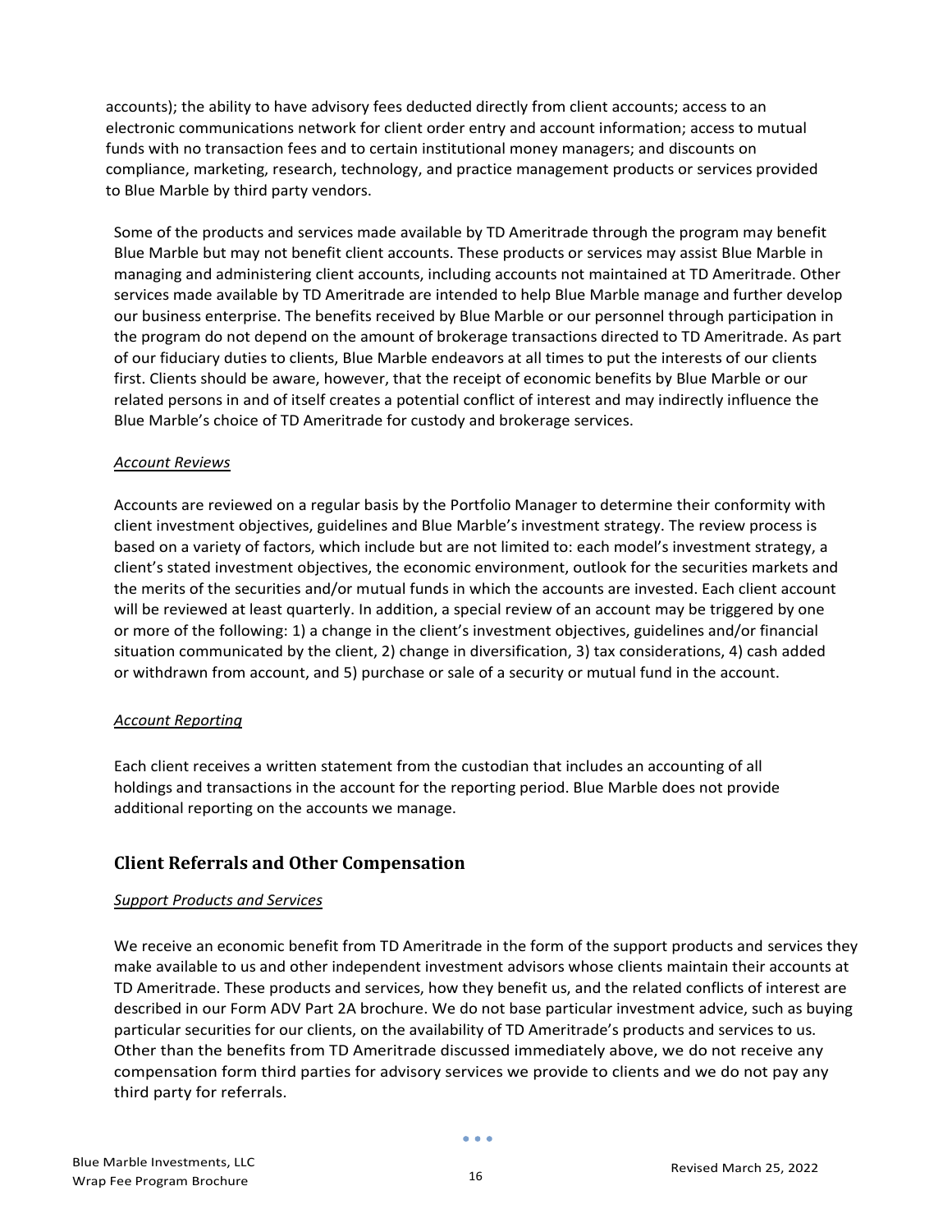accounts); the ability to have advisory fees deducted directly from client accounts; access to an electronic communications network for client order entry and account information; access to mutual funds with no transaction fees and to certain institutional money managers; and discounts on compliance, marketing, research, technology, and practice management products or services provided to Blue Marble by third party vendors.

Some of the products and services made available by TD Ameritrade through the program may benefit Blue Marble but may not benefit client accounts. These products or services may assist Blue Marble in managing and administering client accounts, including accounts not maintained at TD Ameritrade. Other services made available by TD Ameritrade are intended to help Blue Marble manage and further develop our business enterprise. The benefits received by Blue Marble or our personnel through participation in the program do not depend on the amount of brokerage transactions directed to TD Ameritrade. As part of our fiduciary duties to clients, Blue Marble endeavors at all times to put the interests of our clients first. Clients should be aware, however, that the receipt of economic benefits by Blue Marble or our related persons in and of itself creates a potential conflict of interest and may indirectly influence the Blue Marble's choice of TD Ameritrade for custody and brokerage services.

*Account Reviews*

Accounts are reviewed on a regular basis by the Portfolio Manager to determine their conformity with client investment objectives, guidelines and Blue Marble's investment strategy. The review process is based on a variety of factors, which include but are not limited to: each model's investment strategy, a client's stated investment objectives, the economic environment, outlook for the securities markets and the merits of the securities and/or mutual funds in which the accounts are invested. Each client account will be reviewed at least quarterly. In addition, a special review of an account may be triggered by one or more of the following: 1) a change in the client's investment objectives, guidelines and/or financial situation communicated by the client, 2) change in diversification, 3) tax considerations, 4) cash added or withdrawn from account, and 5) purchase or sale of a security or mutual fund in the account.

*Account Reporting*

Each client receives a written statement from the custodian that includes an accounting of all holdings and transactions in the account for the reporting period. Blue Marble does not provide additional reporting on the accounts we manage.

## Client Referrals and Other Compensation

*Support Products and Services*

We receive an economic benefit from TD Ameritrade in the form of the support products and services they make available to us and other independent investment advisors whose clients maintain their accounts at TD Ameritrade. These products and services, how they benefit us, and the related conflicts of interest are described in our Form ADV Part 2A brochure. We do not base particular investment advice, such as buying particular securities for our clients, on the availability of TD Ameritrade's products and services to us. Other than the benefits from TD Ameritrade discussed immediately above, we do not receive any compensation form third parties for advisory services we provide to clients and we do not pay any third party for referrals.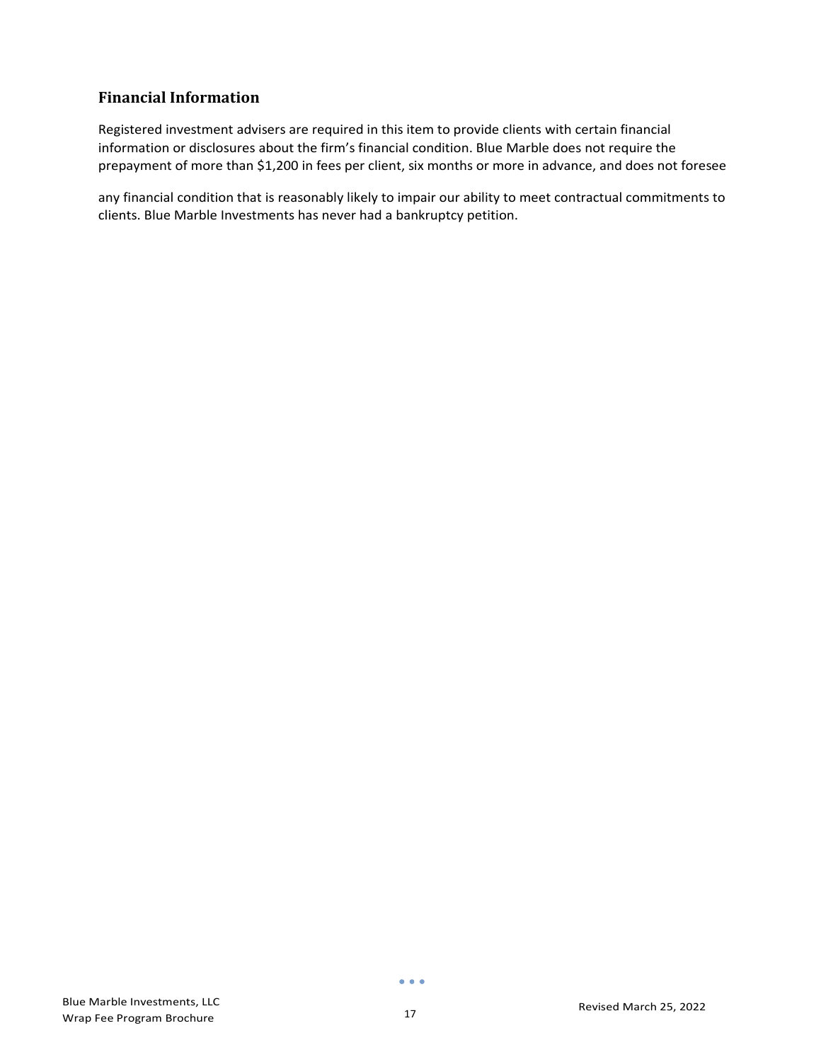## Financial Information

Registered investment advisers are required in this item to provide clients with certain financial information or disclosures about the firm's financial condition. Blue Marble does not require the prepayment of more than $1,200 in fees per client, six months or more in advance, and does not foresee any financial condition that is reasonably likely to impair our ability to meet contractual commitments to clients. Blue Marble Investments has never had a bankruptcy petition.